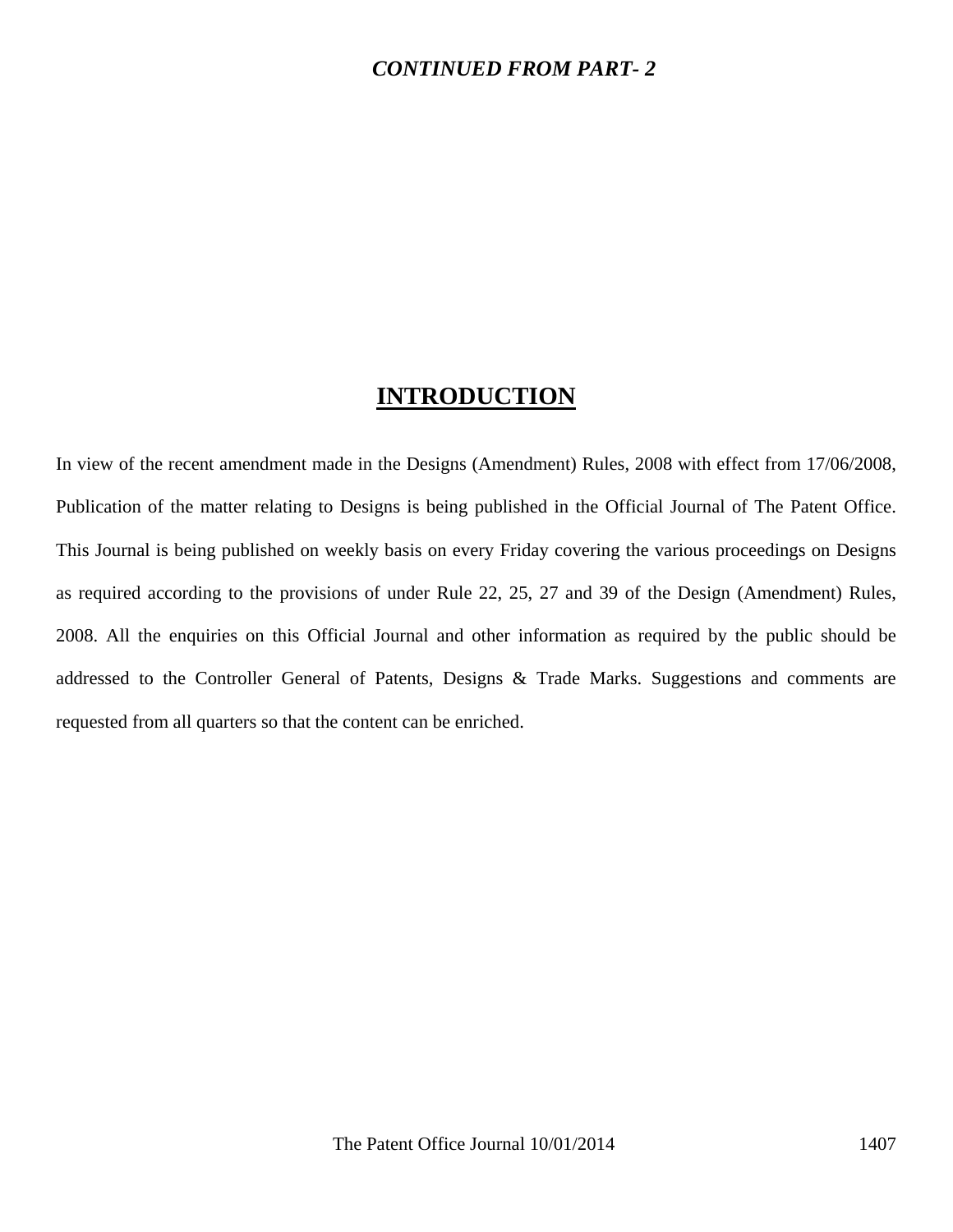***CONTINUED FROM PART- 2***

# INTRODUCTION

In view of the recent amendment made in the Designs (Amendment) Rules, 2008 with effect from 17/06/2008, Publication of the matter relating to Designs is being published in the Official Journal of The Patent Office. This Journal is being published on weekly basis on every Friday covering the various proceedings on Designs as required according to the provisions of under Rule 22, 25, 27 and 39 of the Design (Amendment) Rules, 2008. All the enquiries on this Official Journal and other information as required by the public should be addressed to the Controller General of Patents, Designs & Trade Marks. Suggestions and comments are requested from all quarters so that the content can be enriched.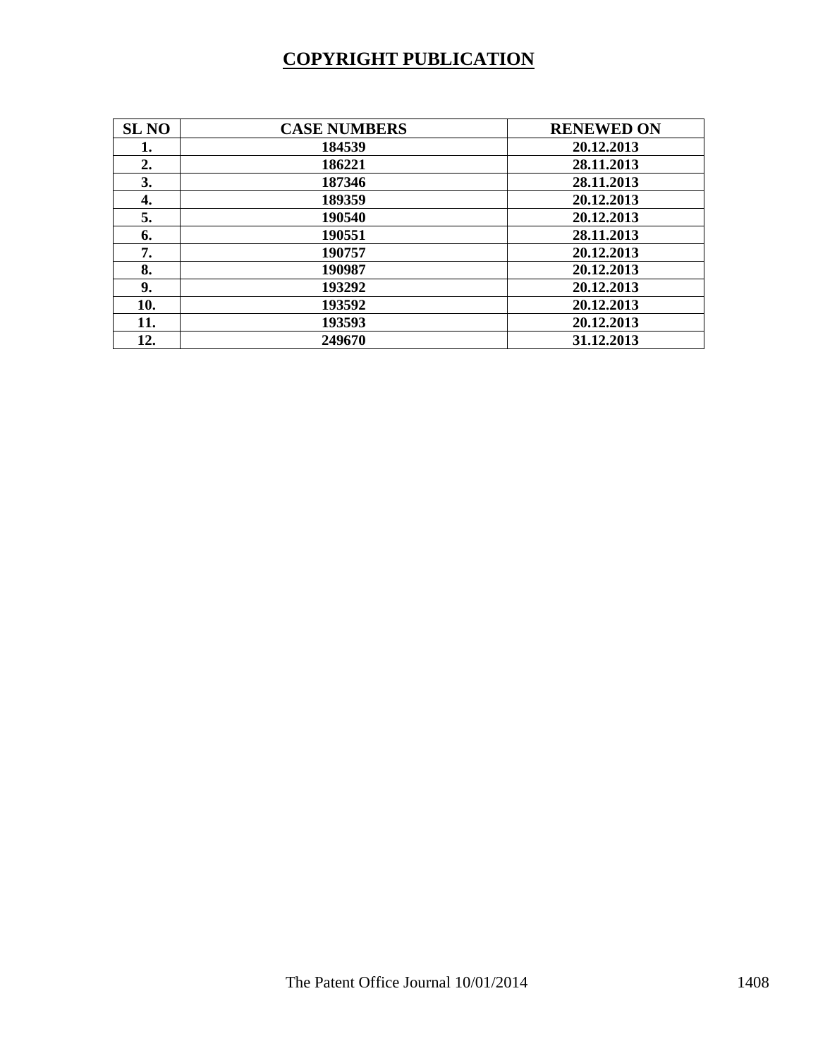# COPYRIGHT PUBLICATION

| SL NO | CASE NUMBERS | RENEWED ON |
|---|---|---|
| 1. | 184539 | 20.12.2013 |
| 2. | 186221 | 28.11.2013 |
| 3. | 187346 | 28.11.2013 |
| 4. | 189359 | 20.12.2013 |
| 5. | 190540 | 20.12.2013 |
| 6. | 190551 | 28.11.2013 |
| 7. | 190757 | 20.12.2013 |
| 8. | 190987 | 20.12.2013 |
| 9. | 193292 | 20.12.2013 |
| 10. | 193592 | 20.12.2013 |
| 11. | 193593 | 20.12.2013 |
| 12. | 249670 | 31.12.2013 |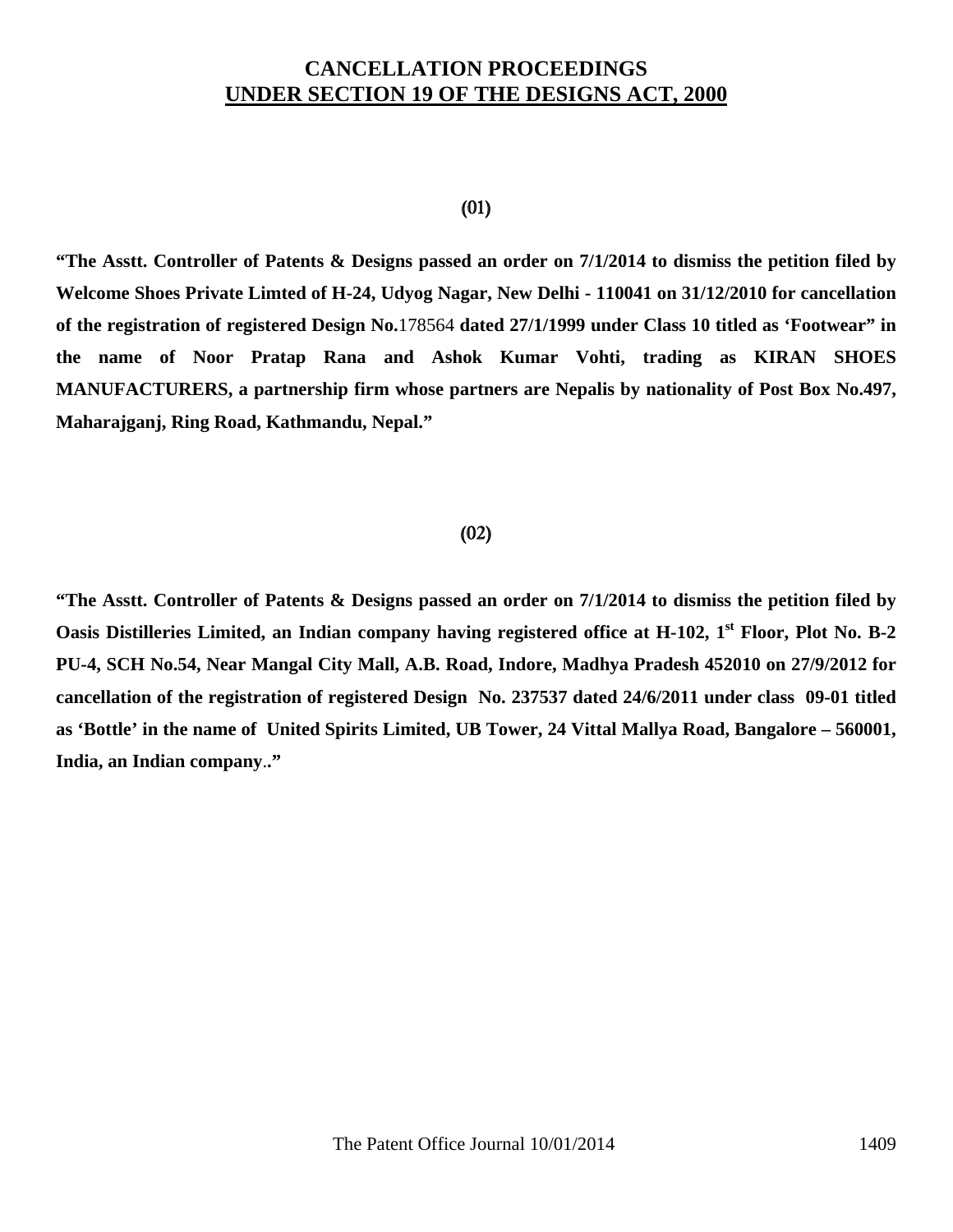# CANCELLATION PROCEEDINGS
## UNDER SECTION 19 OF THE DESIGNS ACT, 2000

(01)

**"The Asstt. Controller of Patents & Designs passed an order on 7/1/2014 to dismiss the petition filed by Welcome Shoes Private Limted of H-24, Udyog Nagar, New Delhi - 110041 on 31/12/2010 for cancellation of the registration of registered Design No.**178564 **dated 27/1/1999 under Class 10 titled as 'Footwear" in the name of Noor Pratap Rana and Ashok Kumar Vohti, trading as KIRAN SHOES MANUFACTURERS, a partnership firm whose partners are Nepalis by nationality of Post Box No.497, Maharajganj, Ring Road, Kathmandu, Nepal."**

(02)

**"The Asstt. Controller of Patents & Designs passed an order on 7/1/2014 to dismiss the petition filed by Oasis Distilleries Limited, an Indian company having registered office at H-102, 1st Floor, Plot No. B-2 PU-4, SCH No.54, Near Mangal City Mall, A.B. Road, Indore, Madhya Pradesh 452010 on 27/9/2012 for cancellation of the registration of registered Design No. 237537 dated 24/6/2011 under class 09-01 titled as 'Bottle' in the name of United Spirits Limited, UB Tower, 24 Vittal Mallya Road, Bangalore – 560001, India, an Indian company.."**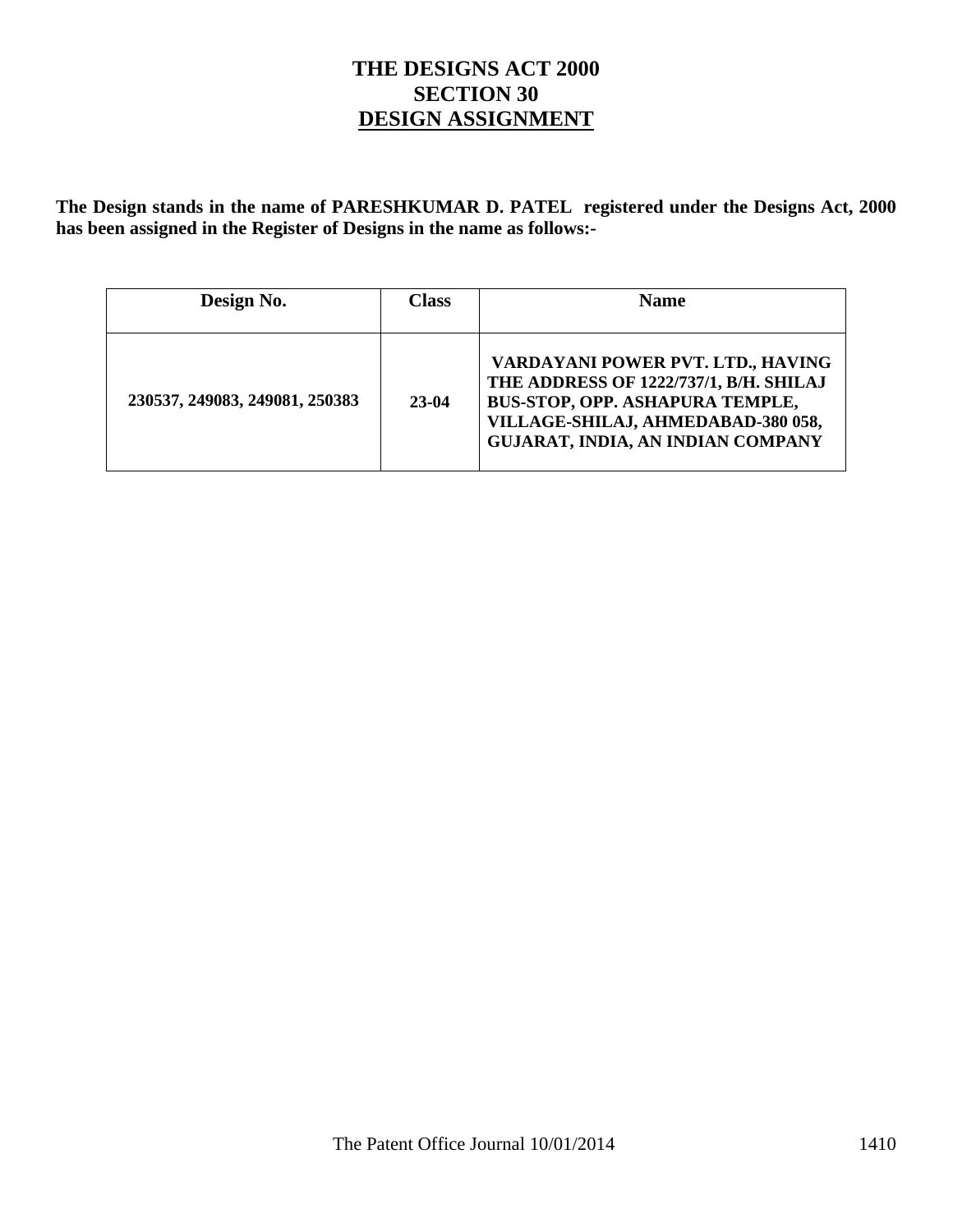# THE DESIGNS ACT 2000
## SECTION 30
## DESIGN ASSIGNMENT

**The Design stands in the name of PARESHKUMAR D. PATEL registered under the Designs Act, 2000 has been assigned in the Register of Designs in the name as follows:-**

| Design No. | Class | Name |
|---|---|---|
| 230537, 249083, 249081, 250383 | 23-04 | VARDAYANI POWER PVT. LTD., HAVING THE ADDRESS OF 1222/737/1, B/H. SHILAJ BUS-STOP, OPP. ASHAPURA TEMPLE, VILLAGE-SHILAJ, AHMEDABAD-380 058, GUJARAT, INDIA, AN INDIAN COMPANY |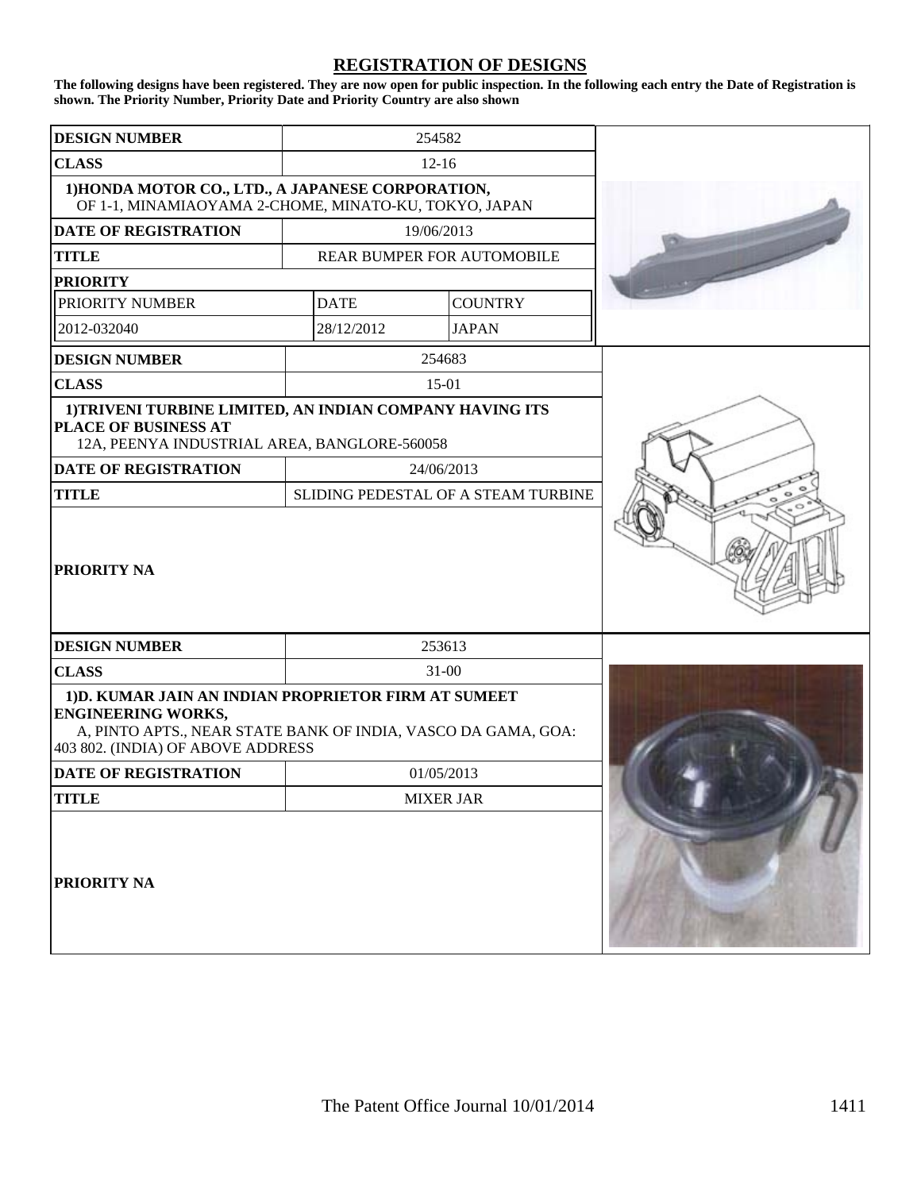## REGISTRATION OF DESIGNS

**The following designs have been registered. They are now open for public inspection. In the following each entry the Date of Registration is shown. The Priority Number, Priority Date and Priority Country are also shown**

| **DESIGN NUMBER** | 254582 | |
|---|---|---|
| **CLASS** | 12-16 | |
| **1)HONDA MOTOR CO., LTD., A JAPANESE CORPORATION,** OF 1-1, MINAMIAOYAMA 2-CHOME, MINATO-KU, TOKYO, JAPAN | | |
| **DATE OF REGISTRATION** | 19/06/2013 | |
| **TITLE** | REAR BUMPER FOR AUTOMOBILE | |
| **PRIORITY** | | |
| PRIORITY NUMBER | DATE | COUNTRY |
| 2012-032040 | 28/12/2012 | JAPAN |

| **DESIGN NUMBER** | 254683 |
|---|---|
| **CLASS** | 15-01 |
| **1)TRIVENI TURBINE LIMITED, AN INDIAN COMPANY HAVING ITS PLACE OF BUSINESS AT** 12A, PEENYA INDUSTRIAL AREA, BANGLORE-560058 | |
| **DATE OF REGISTRATION** | 24/06/2013 |
| **TITLE** | SLIDING PEDESTAL OF A STEAM TURBINE |
| **PRIORITY NA** | |

| **DESIGN NUMBER** | 253613 |
|---|---|
| **CLASS** | 31-00 |
| **1)D. KUMAR JAIN AN INDIAN PROPRIETOR FIRM AT SUMEET ENGINEERING WORKS,** A, PINTO APTS., NEAR STATE BANK OF INDIA, VASCO DA GAMA, GOA: 403 802. (INDIA) OF ABOVE ADDRESS | |
| **DATE OF REGISTRATION** | 01/05/2013 |
| **TITLE** | MIXER JAR |
| **PRIORITY NA** | |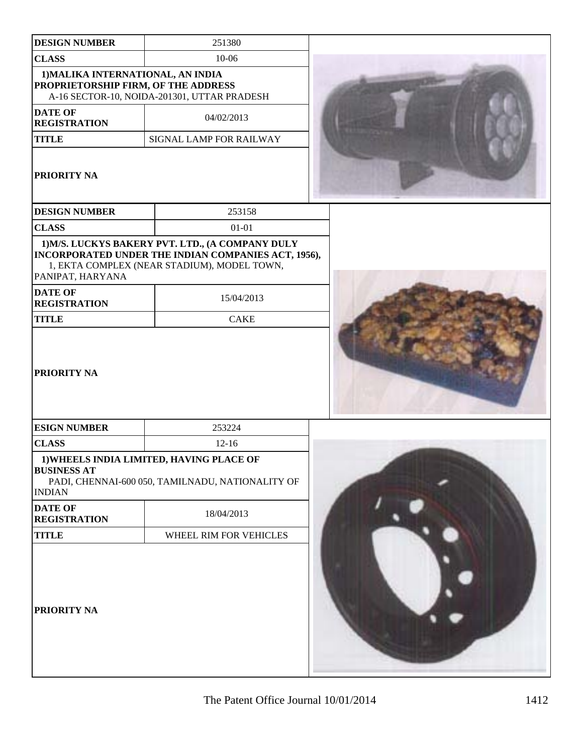| DESIGN NUMBER | 251380 |
|---|---|
| CLASS | 10-06 |
| 1)MALIKA INTERNATIONAL, AN INDIA PROPRIETORSHIP FIRM, OF THE ADDRESS A-16 SECTOR-10, NOIDA-201301, UTTAR PRADESH | |
| DATE OF REGISTRATION | 04/02/2013 |
| TITLE | SIGNAL LAMP FOR RAILWAY |
| PRIORITY NA | |

| DESIGN NUMBER | 253158 |
|---|---|
| CLASS | 01-01 |
| 1)M/S. LUCKYS BAKERY PVT. LTD., (A COMPANY DULY INCORPORATED UNDER THE INDIAN COMPANIES ACT, 1956), 1, EKTA COMPLEX (NEAR STADIUM), MODEL TOWN, PANIPAT, HARYANA | |
| DATE OF REGISTRATION | 15/04/2013 |
| TITLE | CAKE |
| PRIORITY NA | |

| ESIGN NUMBER | 253224 |
|---|---|
| CLASS | 12-16 |
| 1)WHEELS INDIA LIMITED, HAVING PLACE OF BUSINESS AT PADI, CHENNAI-600 050, TAMILNADU, NATIONALITY OF INDIAN | |
| DATE OF REGISTRATION | 18/04/2013 |
| TITLE | WHEEL RIM FOR VEHICLES |
| PRIORITY NA | |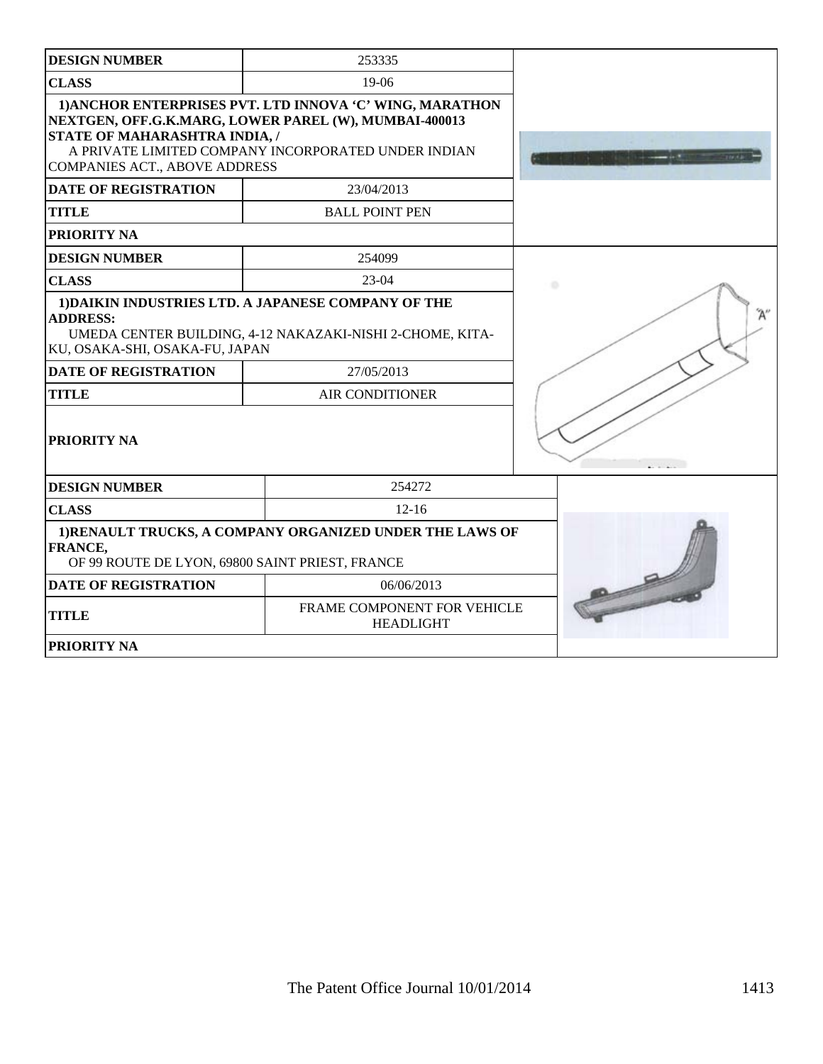| DESIGN NUMBER | 253335 |
|---|---|
| CLASS | 19-06 |
| 1)ANCHOR ENTERPRISES PVT. LTD INNOVA 'C' WING, MARATHON NEXTGEN, OFF.G.K.MARG, LOWER PAREL (W), MUMBAI-400013 STATE OF MAHARASHTRA INDIA, / A PRIVATE LIMITED COMPANY INCORPORATED UNDER INDIAN COMPANIES ACT., ABOVE ADDRESS | |
| DATE OF REGISTRATION | 23/04/2013 |
| TITLE | BALL POINT PEN |
| PRIORITY NA | |

| DESIGN NUMBER | 254099 |
|---|---|
| CLASS | 23-04 |
| 1)DAIKIN INDUSTRIES LTD. A JAPANESE COMPANY OF THE ADDRESS: UMEDA CENTER BUILDING, 4-12 NAKAZAKI-NISHI 2-CHOME, KITA-KU, OSAKA-SHI, OSAKA-FU, JAPAN | |
| DATE OF REGISTRATION | 27/05/2013 |
| TITLE | AIR CONDITIONER |
| PRIORITY NA | |

| DESIGN NUMBER | 254272 |
|---|---|
| CLASS | 12-16 |
| 1)RENAULT TRUCKS, A COMPANY ORGANIZED UNDER THE LAWS OF FRANCE, OF 99 ROUTE DE LYON, 69800 SAINT PRIEST, FRANCE | |
| DATE OF REGISTRATION | 06/06/2013 |
| TITLE | FRAME COMPONENT FOR VEHICLE HEADLIGHT |
| PRIORITY NA | |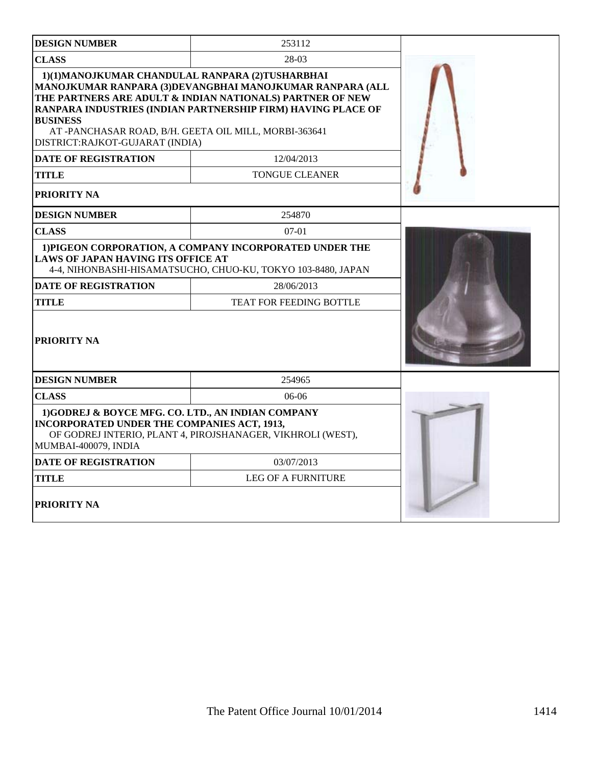| DESIGN NUMBER | 253112 |
|---|---|
| CLASS | 28-03 |
| 1)(1)MANOJKUMAR CHANDULAL RANPARA (2)TUSHARBHAI MANOJKUMAR RANPARA (3)DEVANGBHAI MANOJKUMAR RANPARA (ALL THE PARTNERS ARE ADULT & INDIAN NATIONALS) PARTNER OF NEW RANPARA INDUSTRIES (INDIAN PARTNERSHIP FIRM) HAVING PLACE OF BUSINESS AT -PANCHASAR ROAD, B/H. GEETA OIL MILL, MORBI-363641 DISTRICT:RAJKOT-GUJARAT (INDIA) | |
| DATE OF REGISTRATION | 12/04/2013 |
| TITLE | TONGUE CLEANER |
| PRIORITY NA | |

| DESIGN NUMBER | 254870 |
|---|---|
| CLASS | 07-01 |
| 1)PIGEON CORPORATION, A COMPANY INCORPORATED UNDER THE LAWS OF JAPAN HAVING ITS OFFICE AT 4-4, NIHONBASHI-HISAMATSUCHO, CHUO-KU, TOKYO 103-8480, JAPAN | |
| DATE OF REGISTRATION | 28/06/2013 |
| TITLE | TEAT FOR FEEDING BOTTLE |
| PRIORITY NA | |

| DESIGN NUMBER | 254965 |
|---|---|
| CLASS | 06-06 |
| 1)GODREJ & BOYCE MFG. CO. LTD., AN INDIAN COMPANY INCORPORATED UNDER THE COMPANIES ACT, 1913, OF GODREJ INTERIO, PLANT 4, PIROJSHANAGER, VIKHROLI (WEST), MUMBAI-400079, INDIA | |
| DATE OF REGISTRATION | 03/07/2013 |
| TITLE | LEG OF A FURNITURE |
| PRIORITY NA | |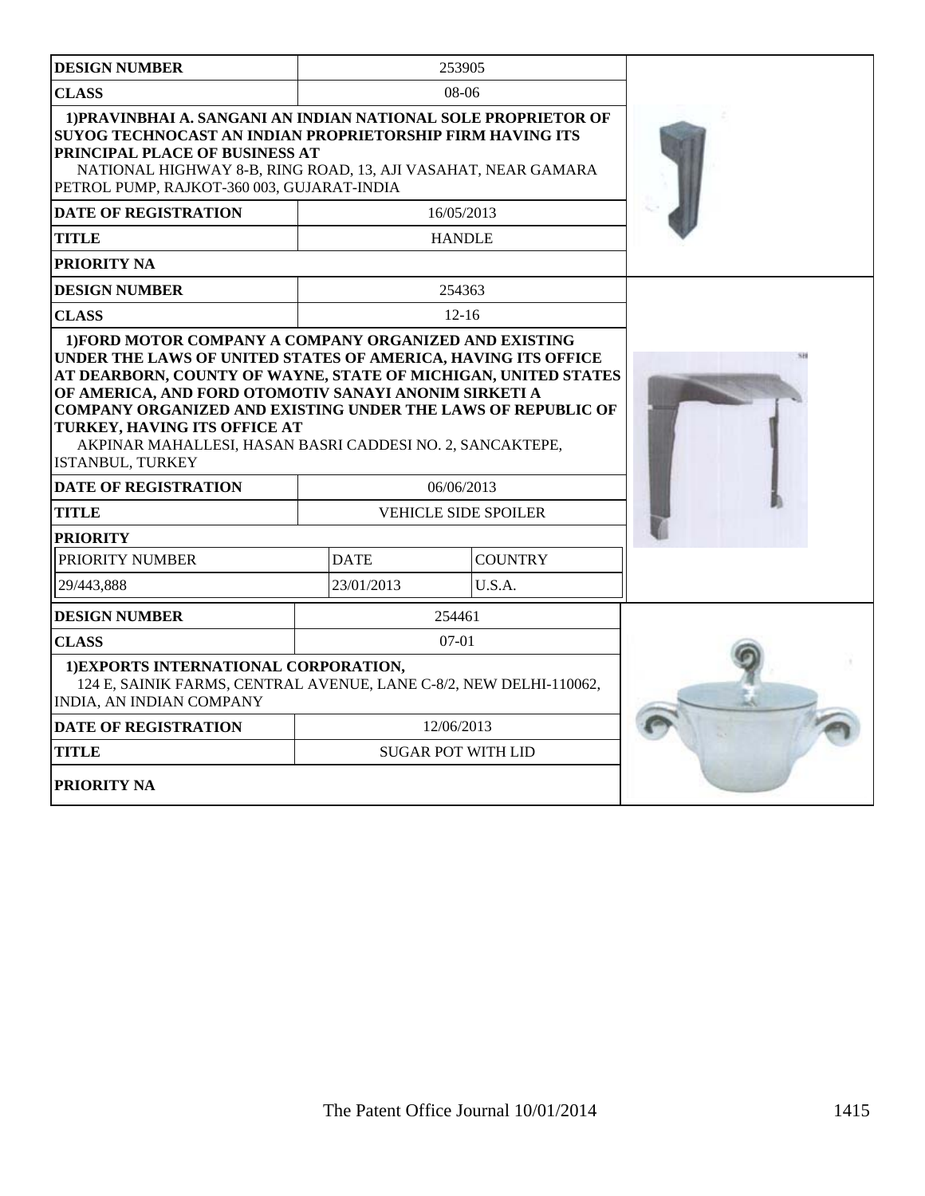| DESIGN NUMBER | 253905 |
|---|---|
| CLASS | 08-06 |
| 1)PRAVINBHAI A. SANGANI AN INDIAN NATIONAL SOLE PROPRIETOR OF SUYOG TECHNOCAST AN INDIAN PROPRIETORSHIP FIRM HAVING ITS PRINCIPAL PLACE OF BUSINESS AT NATIONAL HIGHWAY 8-B, RING ROAD, 13, AJI VASAHAT, NEAR GAMARA PETROL PUMP, RAJKOT-360 003, GUJARAT-INDIA | |
| DATE OF REGISTRATION | 16/05/2013 |
| TITLE | HANDLE |
| PRIORITY NA | |

| DESIGN NUMBER | 254363 | |
|---|---|---|
| CLASS | 12-16 | |
| 1)FORD MOTOR COMPANY A COMPANY ORGANIZED AND EXISTING UNDER THE LAWS OF UNITED STATES OF AMERICA, HAVING ITS OFFICE AT DEARBORN, COUNTY OF WAYNE, STATE OF MICHIGAN, UNITED STATES OF AMERICA, AND FORD OTOMOTIV SANAYI ANONIM SIRKETI A COMPANY ORGANIZED AND EXISTING UNDER THE LAWS OF REPUBLIC OF TURKEY, HAVING ITS OFFICE AT AKPINAR MAHALLESI, HASAN BASRI CADDESI NO. 2, SANCAKTEPE, ISTANBUL, TURKEY | | |
| DATE OF REGISTRATION | 06/06/2013 | |
| TITLE | VEHICLE SIDE SPOILER | |
| PRIORITY | | |
| PRIORITY NUMBER | DATE | COUNTRY |
| 29/443,888 | 23/01/2013 | U.S.A. |

| DESIGN NUMBER | 254461 |
|---|---|
| CLASS | 07-01 |
| 1)EXPORTS INTERNATIONAL CORPORATION, 124 E, SAINIK FARMS, CENTRAL AVENUE, LANE C-8/2, NEW DELHI-110062, INDIA, AN INDIAN COMPANY | |
| DATE OF REGISTRATION | 12/06/2013 |
| TITLE | SUGAR POT WITH LID |
| PRIORITY NA | |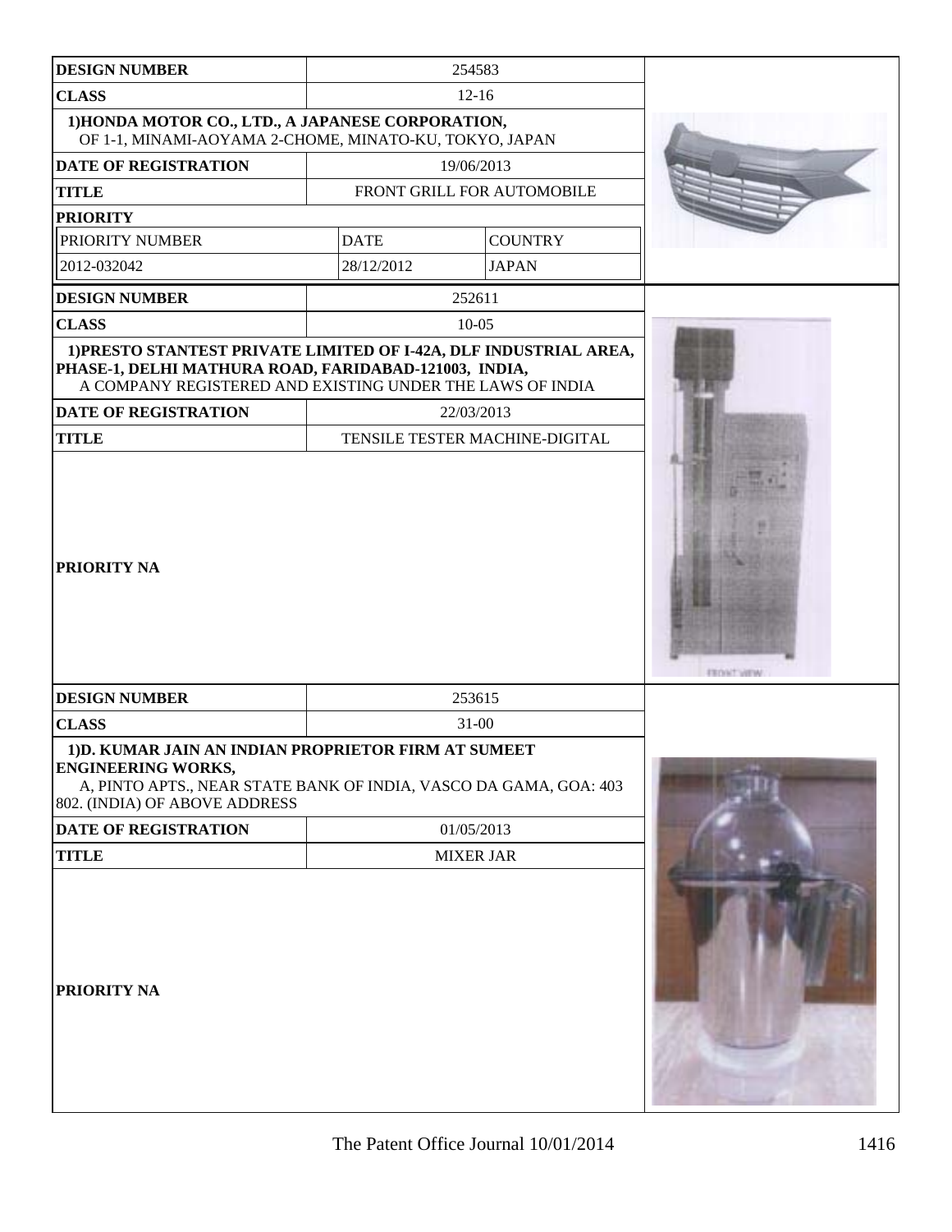| DESIGN NUMBER | 254583 | |
|---|---|---|
| CLASS | 12-16 | |
| 1)HONDA MOTOR CO., LTD., A JAPANESE CORPORATION, OF 1-1, MINAMI-AOYAMA 2-CHOME, MINATO-KU, TOKYO, JAPAN | | |
| DATE OF REGISTRATION | 19/06/2013 | |
| TITLE | FRONT GRILL FOR AUTOMOBILE | |
| PRIORITY | | |
| PRIORITY NUMBER | DATE | COUNTRY |
| 2012-032042 | 28/12/2012 | JAPAN |

| DESIGN NUMBER | 252611 |
|---|---|
| CLASS | 10-05 |
| 1)PRESTO STANTEST PRIVATE LIMITED OF I-42A, DLF INDUSTRIAL AREA, PHASE-1, DELHI MATHURA ROAD, FARIDABAD-121003, INDIA, A COMPANY REGISTERED AND EXISTING UNDER THE LAWS OF INDIA | |
| DATE OF REGISTRATION | 22/03/2013 |
| TITLE | TENSILE TESTER MACHINE-DIGITAL |
| PRIORITY NA | |

| DESIGN NUMBER | 253615 |
|---|---|
| CLASS | 31-00 |
| 1)D. KUMAR JAIN AN INDIAN PROPRIETOR FIRM AT SUMEET ENGINEERING WORKS, A, PINTO APTS., NEAR STATE BANK OF INDIA, VASCO DA GAMA, GOA: 403 802. (INDIA) OF ABOVE ADDRESS | |
| DATE OF REGISTRATION | 01/05/2013 |
| TITLE | MIXER JAR |
| PRIORITY NA | |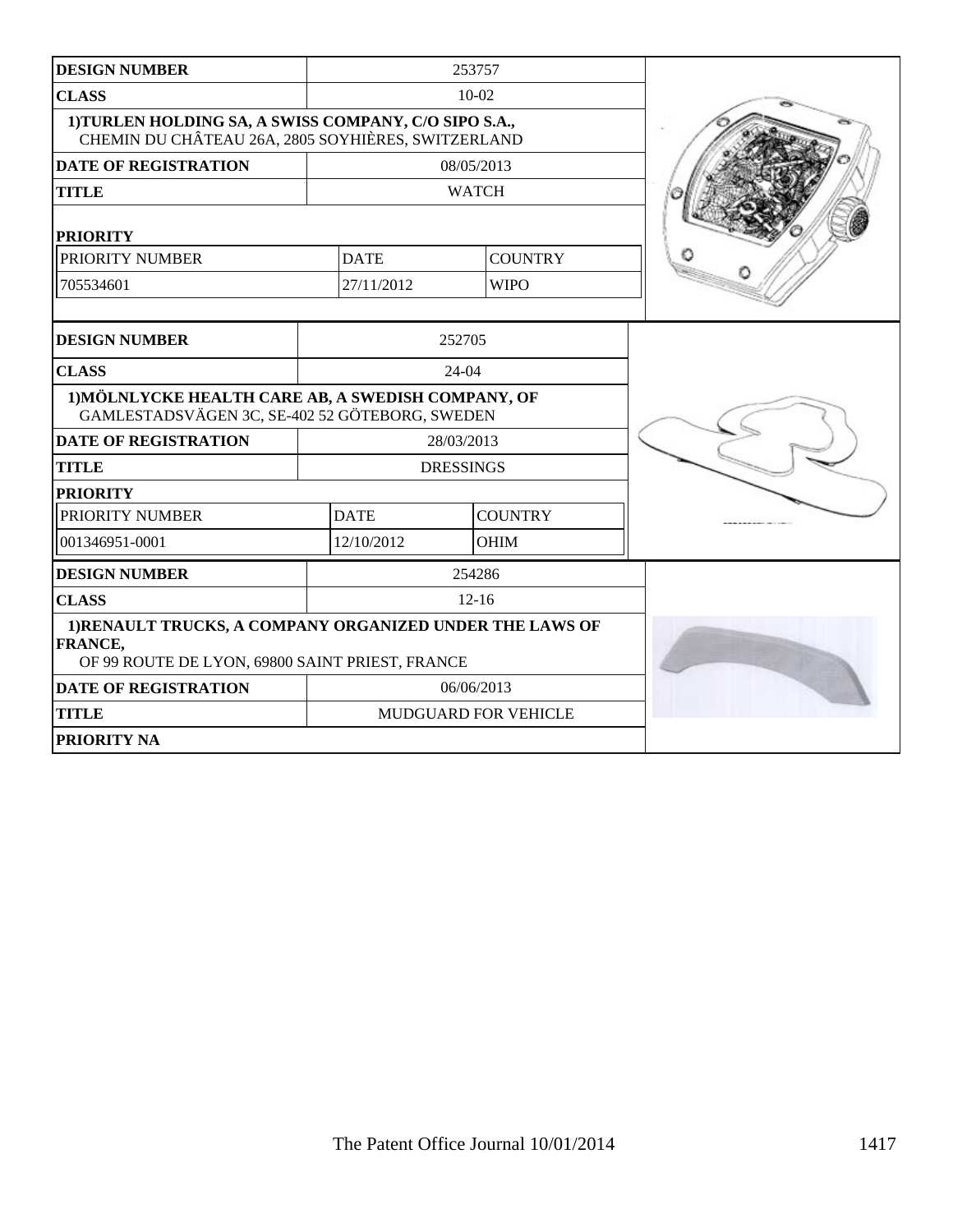| DESIGN NUMBER | 253757 | | |
|---|---|---|---|
| CLASS | 10-02 | | |
| 1)TURLEN HOLDING SA, A SWISS COMPANY, C/O SIPO S.A., CHEMIN DU CHÂTEAU 26A, 2805 SOYHIÈRES, SWITZERLAND | | | |
| DATE OF REGISTRATION | 08/05/2013 | | |
| TITLE | WATCH | | |
| PRIORITY | | | |
| PRIORITY NUMBER | DATE | COUNTRY | |
| 705534601 | 27/11/2012 | WIPO | |

| DESIGN NUMBER | 252705 | | |
|---|---|---|---|
| CLASS | 24-04 | | |
| 1)MÖLNLYCKE HEALTH CARE AB, A SWEDISH COMPANY, OF GAMLESTADSVÄGEN 3C, SE-402 52 GÖTEBORG, SWEDEN | | | |
| DATE OF REGISTRATION | 28/03/2013 | | |
| TITLE | DRESSINGS | | |
| PRIORITY | | | |
| PRIORITY NUMBER | DATE | COUNTRY | |
| 001346951-0001 | 12/10/2012 | OHIM | |

| DESIGN NUMBER | 254286 |
|---|---|
| CLASS | 12-16 |
| 1)RENAULT TRUCKS, A COMPANY ORGANIZED UNDER THE LAWS OF FRANCE, OF 99 ROUTE DE LYON, 69800 SAINT PRIEST, FRANCE | |
| DATE OF REGISTRATION | 06/06/2013 |
| TITLE | MUDGUARD FOR VEHICLE |
| PRIORITY NA | |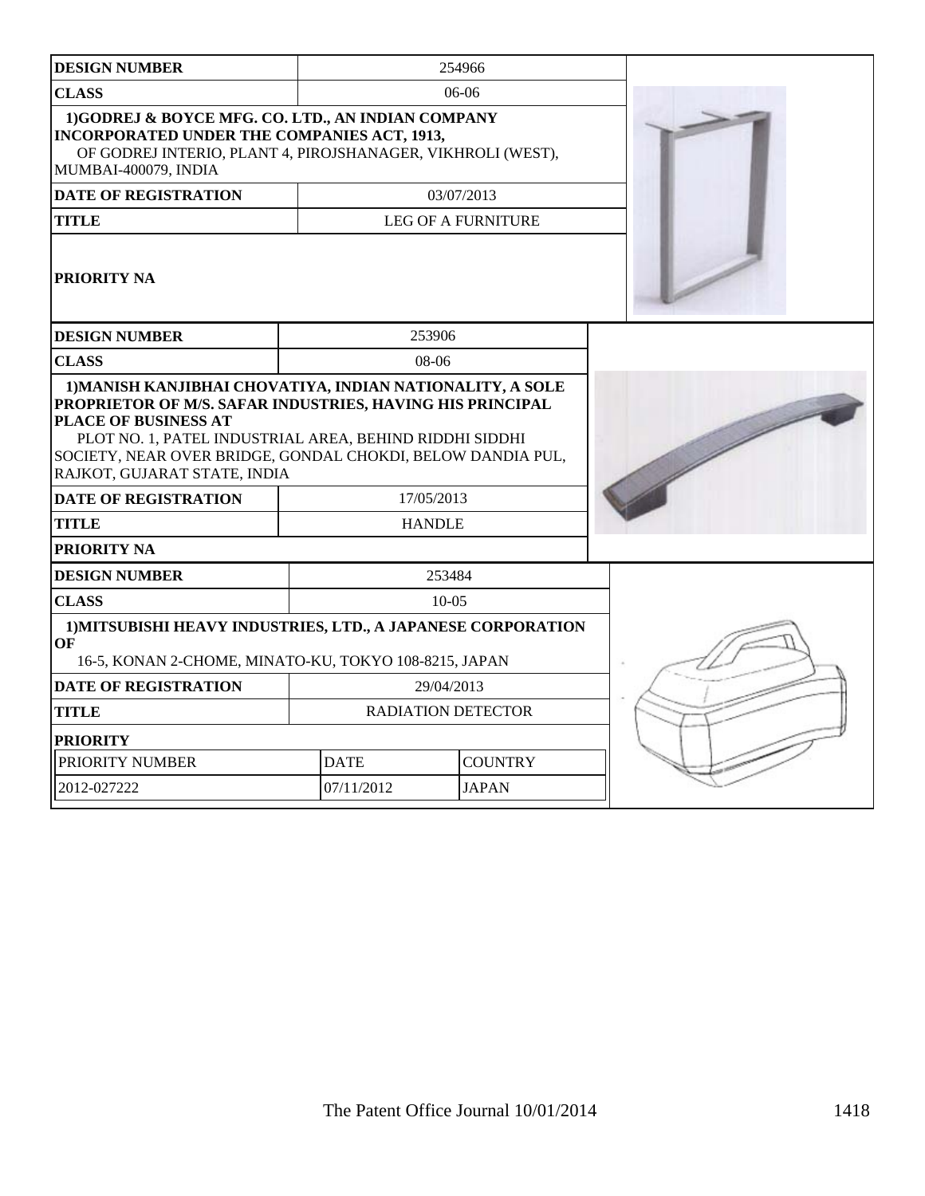| DESIGN NUMBER | 254966 |
| --- | --- |
| CLASS | 06-06 |
| 1)GODREJ & BOYCE MFG. CO. LTD., AN INDIAN COMPANY INCORPORATED UNDER THE COMPANIES ACT, 1913, OF GODREJ INTERIO, PLANT 4, PIROJSHANAGER, VIKHROLI (WEST), MUMBAI-400079, INDIA | |
| DATE OF REGISTRATION | 03/07/2013 |
| TITLE | LEG OF A FURNITURE |
| PRIORITY NA | |

| DESIGN NUMBER | 253906 |
| --- | --- |
| CLASS | 08-06 |
| 1)MANISH KANJIBHAI CHOVATIYA, INDIAN NATIONALITY, A SOLE PROPRIETOR OF M/S. SAFAR INDUSTRIES, HAVING HIS PRINCIPAL PLACE OF BUSINESS AT PLOT NO. 1, PATEL INDUSTRIAL AREA, BEHIND RIDDHI SIDDHI SOCIETY, NEAR OVER BRIDGE, GONDAL CHOKDI, BELOW DANDIA PUL, RAJKOT, GUJARAT STATE, INDIA | |
| DATE OF REGISTRATION | 17/05/2013 |
| TITLE | HANDLE |
| PRIORITY NA | |

| DESIGN NUMBER | 253484 | |
| --- | --- | --- |
| CLASS | 10-05 | |
| 1)MITSUBISHI HEAVY INDUSTRIES, LTD., A JAPANESE CORPORATION OF 16-5, KONAN 2-CHOME, MINATO-KU, TOKYO 108-8215, JAPAN | | |
| DATE OF REGISTRATION | 29/04/2013 | |
| TITLE | RADIATION DETECTOR | |
| PRIORITY | | |
| PRIORITY NUMBER | DATE | COUNTRY |
| 2012-027222 | 07/11/2012 | JAPAN |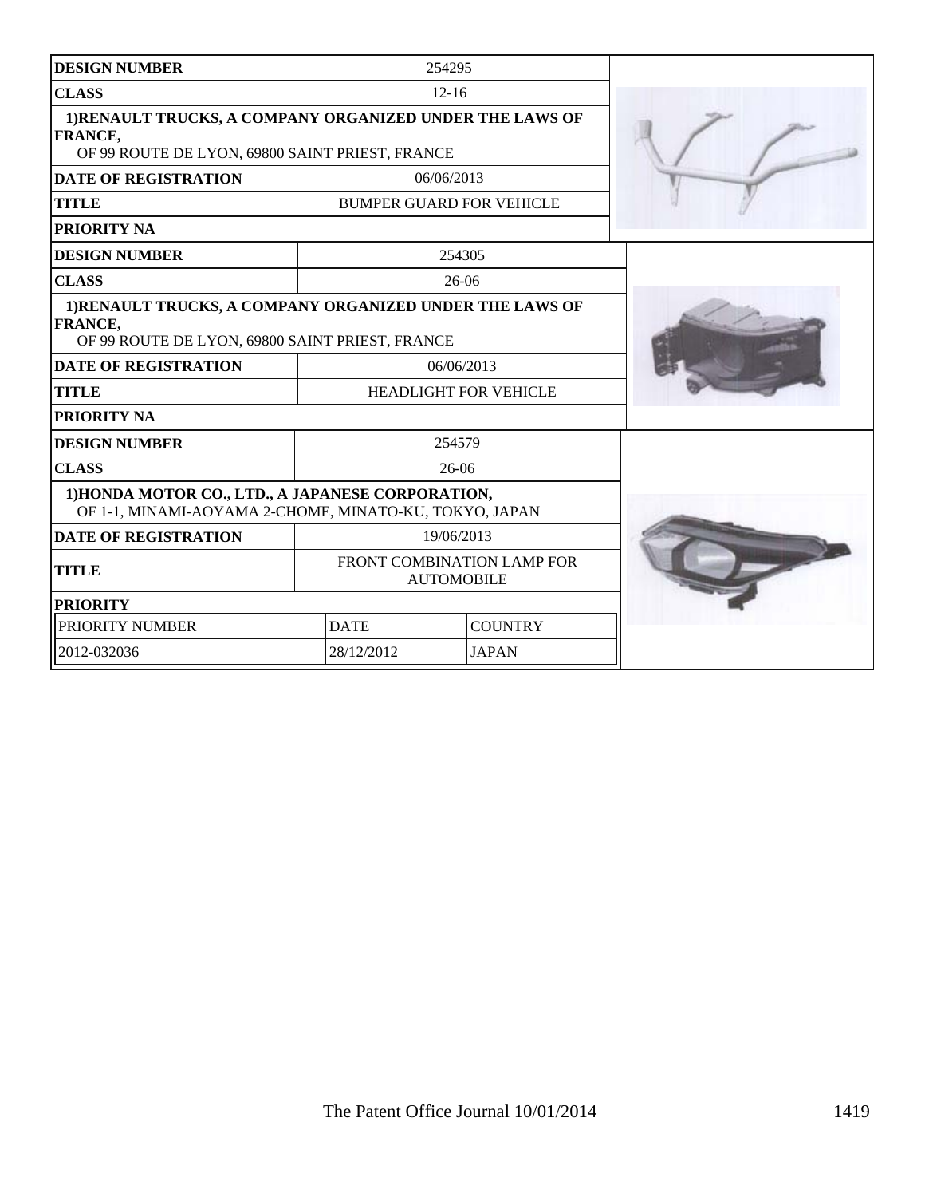| DESIGN NUMBER | 254295 |
|---|---|
| CLASS | 12-16 |
| 1)RENAULT TRUCKS, A COMPANY ORGANIZED UNDER THE LAWS OF FRANCE, OF 99 ROUTE DE LYON, 69800 SAINT PRIEST, FRANCE | |
| DATE OF REGISTRATION | 06/06/2013 |
| TITLE | BUMPER GUARD FOR VEHICLE |
| PRIORITY NA | |

| DESIGN NUMBER | 254305 |
|---|---|
| CLASS | 26-06 |
| 1)RENAULT TRUCKS, A COMPANY ORGANIZED UNDER THE LAWS OF FRANCE, OF 99 ROUTE DE LYON, 69800 SAINT PRIEST, FRANCE | |
| DATE OF REGISTRATION | 06/06/2013 |
| TITLE | HEADLIGHT FOR VEHICLE |
| PRIORITY NA | |

| DESIGN NUMBER | 254579 |
|---|---|
| CLASS | 26-06 |
| 1)HONDA MOTOR CO., LTD., A JAPANESE CORPORATION, OF 1-1, MINAMI-AOYAMA 2-CHOME, MINATO-KU, TOKYO, JAPAN | |
| DATE OF REGISTRATION | 19/06/2013 |
| TITLE | FRONT COMBINATION LAMP FOR AUTOMOBILE |
| PRIORITY | |

| PRIORITY NUMBER | DATE | COUNTRY |
|---|---|---|
| 2012-032036 | 28/12/2012 | JAPAN |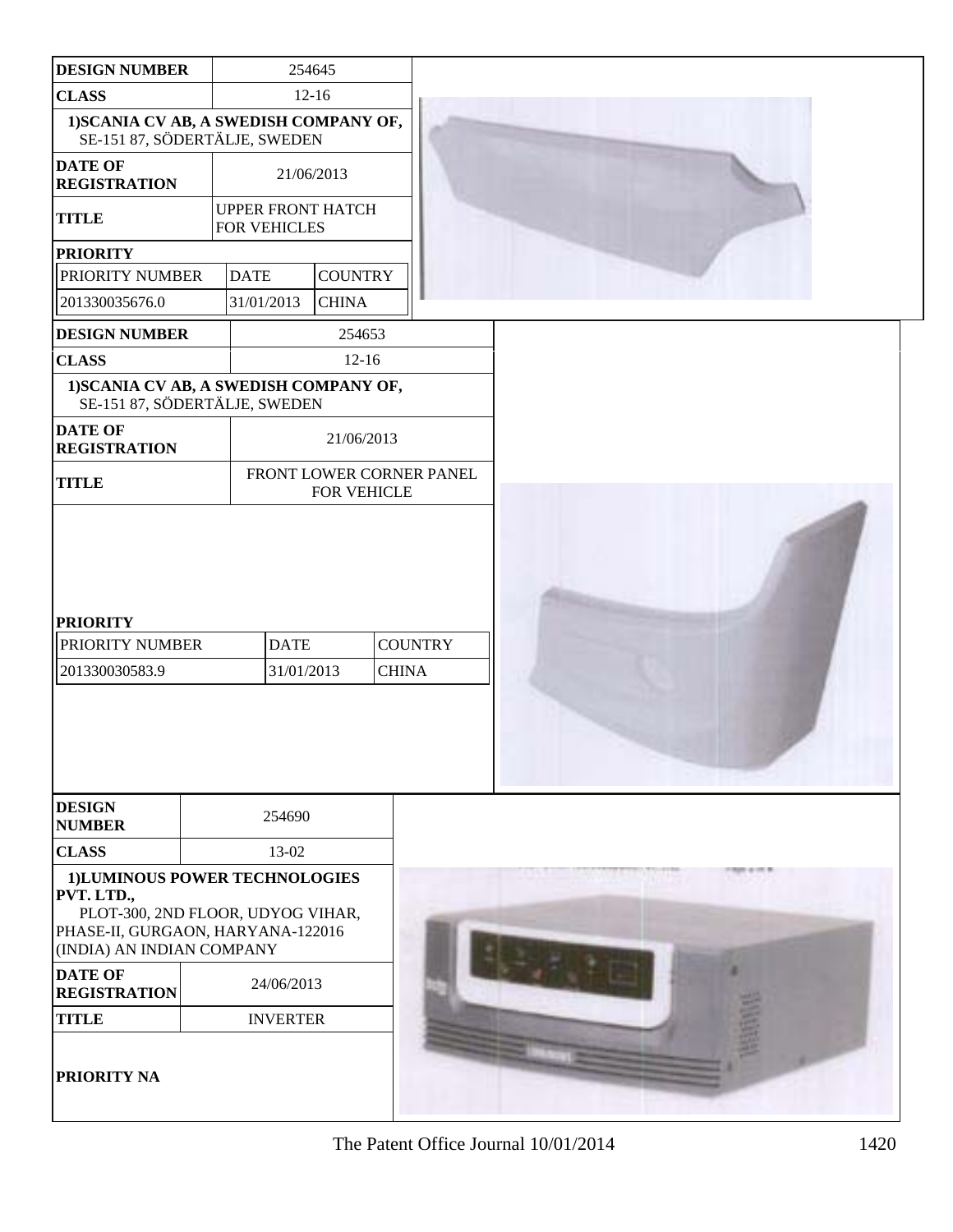| DESIGN NUMBER | 254645 | |
|---|---|---|
| CLASS | 12-16 | |
| 1)SCANIA CV AB, A SWEDISH COMPANY OF, SE-151 87, SÖDERTÄLJE, SWEDEN | | |
| DATE OF REGISTRATION | 21/06/2013 | |
| TITLE | UPPER FRONT HATCH FOR VEHICLES | |
| PRIORITY | | |
| PRIORITY NUMBER | DATE | COUNTRY |
| 201330035676.0 | 31/01/2013 | CHINA |

| DESIGN NUMBER | 254653 | |
|---|---|---|
| CLASS | 12-16 | |
| 1)SCANIA CV AB, A SWEDISH COMPANY OF, SE-151 87, SÖDERTÄLJE, SWEDEN | | |
| DATE OF REGISTRATION | 21/06/2013 | |
| TITLE | FRONT LOWER CORNER PANEL FOR VEHICLE | |
| PRIORITY | | |
| PRIORITY NUMBER | DATE | COUNTRY |
| 201330030583.9 | 31/01/2013 | CHINA |

| DESIGN NUMBER | 254690 |
|---|---|
| CLASS | 13-02 |
| 1)LUMINOUS POWER TECHNOLOGIES PVT. LTD., PLOT-300, 2ND FLOOR, UDYOG VIHAR, PHASE-II, GURGAON, HARYANA-122016 (INDIA) AN INDIAN COMPANY | |
| DATE OF REGISTRATION | 24/06/2013 |
| TITLE | INVERTER |
| PRIORITY NA | |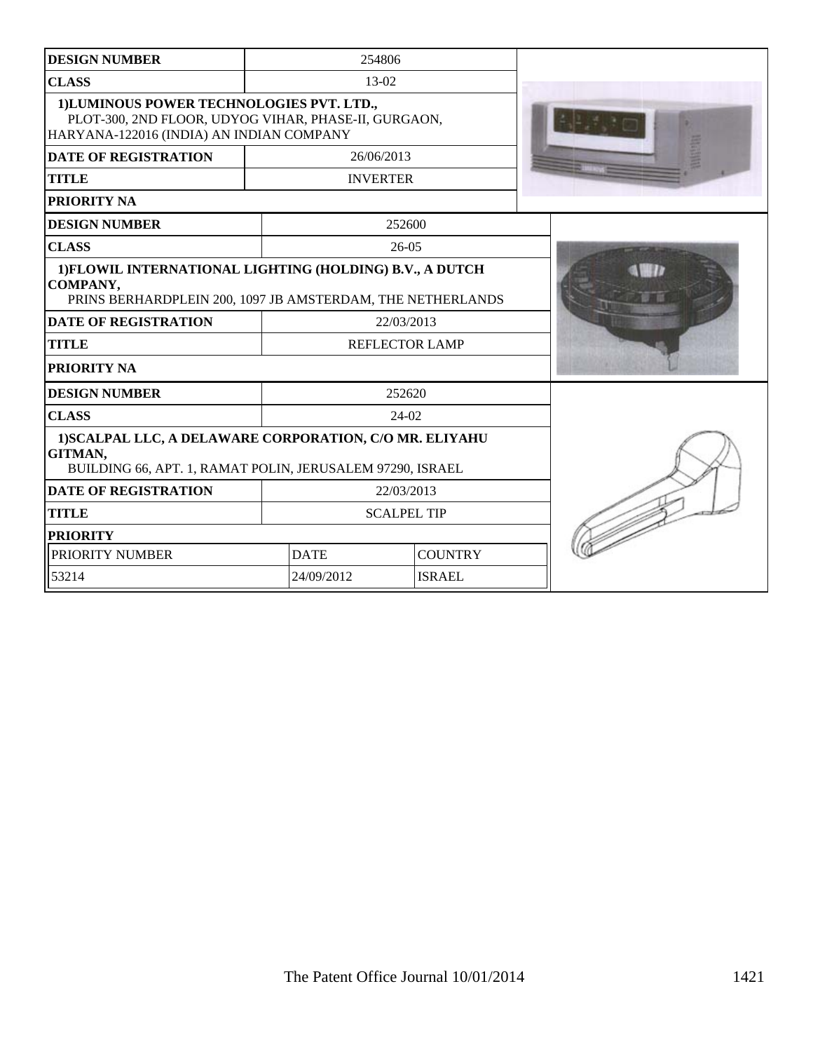| DESIGN NUMBER | 254806 |
|---|---|
| CLASS | 13-02 |
| 1)LUMINOUS POWER TECHNOLOGIES PVT. LTD., PLOT-300, 2ND FLOOR, UDYOG VIHAR, PHASE-II, GURGAON, HARYANA-122016 (INDIA) AN INDIAN COMPANY | |
| DATE OF REGISTRATION | 26/06/2013 |
| TITLE | INVERTER |
| PRIORITY NA | |

| DESIGN NUMBER | 252600 |
|---|---|
| CLASS | 26-05 |
| 1)FLOWIL INTERNATIONAL LIGHTING (HOLDING) B.V., A DUTCH COMPANY, PRINS BERHARDPLEIN 200, 1097 JB AMSTERDAM, THE NETHERLANDS | |
| DATE OF REGISTRATION | 22/03/2013 |
| TITLE | REFLECTOR LAMP |
| PRIORITY NA | |

| DESIGN NUMBER | 252620 | |
|---|---|---|
| CLASS | 24-02 | |
| 1)SCALPAL LLC, A DELAWARE CORPORATION, C/O MR. ELIYAHU GITMAN, BUILDING 66, APT. 1, RAMAT POLIN, JERUSALEM 97290, ISRAEL | | |
| DATE OF REGISTRATION | 22/03/2013 | |
| TITLE | SCALPEL TIP | |
| PRIORITY | | |
| PRIORITY NUMBER | DATE | COUNTRY |
| 53214 | 24/09/2012 | ISRAEL |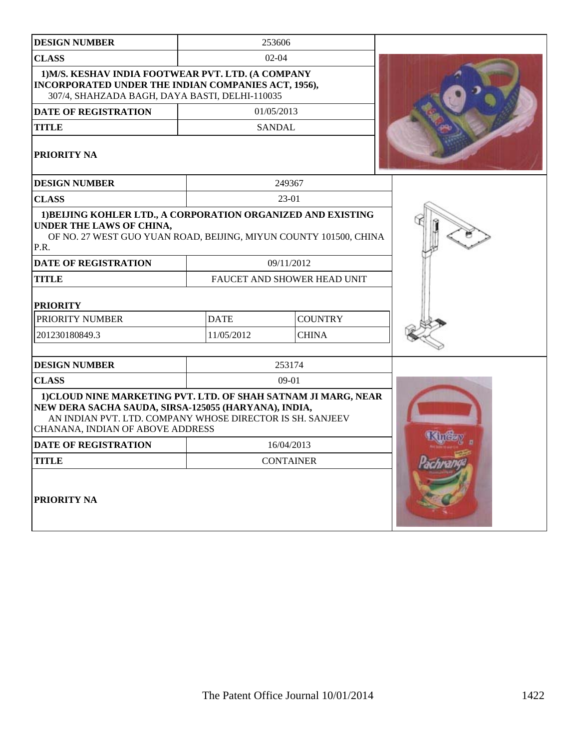| DESIGN NUMBER | 253606 |
|---|---|
| CLASS | 02-04 |
| 1)M/S. KESHAV INDIA FOOTWEAR PVT. LTD. (A COMPANY INCORPORATED UNDER THE INDIAN COMPANIES ACT, 1956), 307/4, SHAHZADA BAGH, DAYA BASTI, DELHI-110035 | |
| DATE OF REGISTRATION | 01/05/2013 |
| TITLE | SANDAL |
| PRIORITY NA | |

| DESIGN NUMBER | 249367 | |
|---|---|---|
| CLASS | 23-01 | |
| 1)BEIJING KOHLER LTD., A CORPORATION ORGANIZED AND EXISTING UNDER THE LAWS OF CHINA, OF NO. 27 WEST GUO YUAN ROAD, BEIJING, MIYUN COUNTY 101500, CHINA P.R. | | |
| DATE OF REGISTRATION | 09/11/2012 | |
| TITLE | FAUCET AND SHOWER HEAD UNIT | |
| PRIORITY | | |
| PRIORITY NUMBER | DATE | COUNTRY |
| 201230180849.3 | 11/05/2012 | CHINA |

| DESIGN NUMBER | 253174 |
|---|---|
| CLASS | 09-01 |
| 1)CLOUD NINE MARKETING PVT. LTD. OF SHAH SATNAM JI MARG, NEAR NEW DERA SACHA SAUDA, SIRSA-125055 (HARYANA), INDIA, AN INDIAN PVT. LTD. COMPANY WHOSE DIRECTOR IS SH. SANJEEV CHANANA, INDIAN OF ABOVE ADDRESS | |
| DATE OF REGISTRATION | 16/04/2013 |
| TITLE | CONTAINER |
| PRIORITY NA | |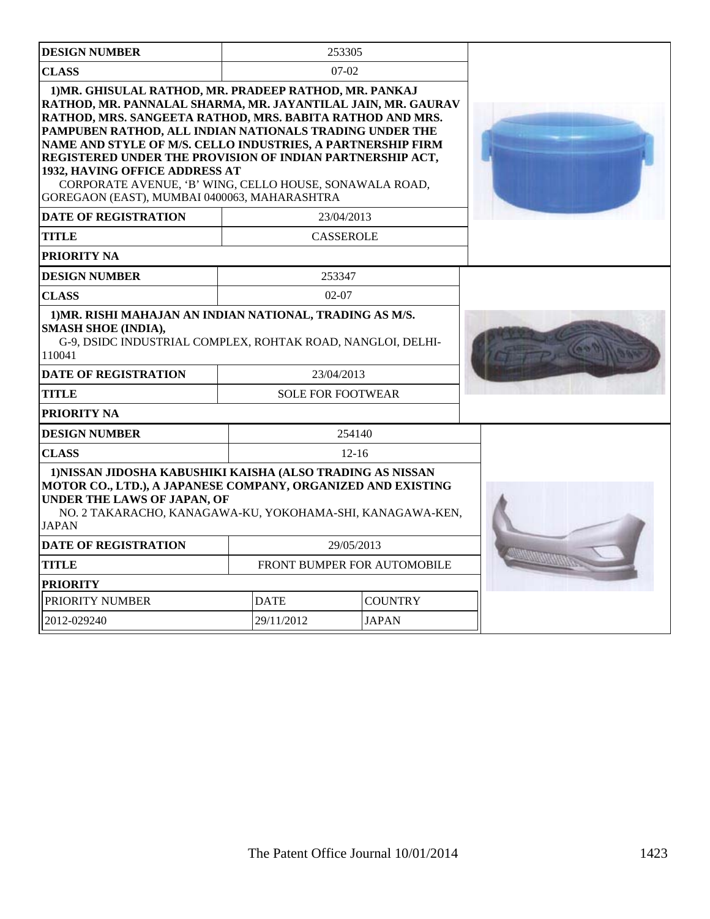| DESIGN NUMBER | 253305 |
| --- | --- |
| CLASS | 07-02 |
| 1)MR. GHISULAL RATHOD, MR. PRADEEP RATHOD, MR. PANKAJ RATHOD, MR. PANNALAL SHARMA, MR. JAYANTILAL JAIN, MR. GAURAV RATHOD, MRS. SANGEETA RATHOD, MRS. BABITA RATHOD AND MRS. PAMPUBEN RATHOD, ALL INDIAN NATIONALS TRADING UNDER THE NAME AND STYLE OF M/S. CELLO INDUSTRIES, A PARTNERSHIP FIRM REGISTERED UNDER THE PROVISION OF INDIAN PARTNERSHIP ACT, 1932, HAVING OFFICE ADDRESS AT CORPORATE AVENUE, 'B' WING, CELLO HOUSE, SONAWALA ROAD, GOREGAON (EAST), MUMBAI 0400063, MAHARASHTRA | |
| DATE OF REGISTRATION | 23/04/2013 |
| TITLE | CASSEROLE |
| PRIORITY NA | |

| DESIGN NUMBER | 253347 |
| --- | --- |
| CLASS | 02-07 |
| 1)MR. RISHI MAHAJAN AN INDIAN NATIONAL, TRADING AS M/S. SMASH SHOE (INDIA), G-9, DSIDC INDUSTRIAL COMPLEX, ROHTAK ROAD, NANGLOI, DELHI-110041 | |
| DATE OF REGISTRATION | 23/04/2013 |
| TITLE | SOLE FOR FOOTWEAR |
| PRIORITY NA | |

| DESIGN NUMBER | 254140 | |
| --- | --- | --- |
| CLASS | 12-16 | |
| 1)NISSAN JIDOSHA KABUSHIKI KAISHA (ALSO TRADING AS NISSAN MOTOR CO., LTD.), A JAPANESE COMPANY, ORGANIZED AND EXISTING UNDER THE LAWS OF JAPAN, OF NO. 2 TAKARACHO, KANAGAWA-KU, YOKOHAMA-SHI, KANAGAWA-KEN, JAPAN | | |
| DATE OF REGISTRATION | 29/05/2013 | |
| TITLE | FRONT BUMPER FOR AUTOMOBILE | |
| PRIORITY | | |
| PRIORITY NUMBER | DATE | COUNTRY |
| 2012-029240 | 29/11/2012 | JAPAN |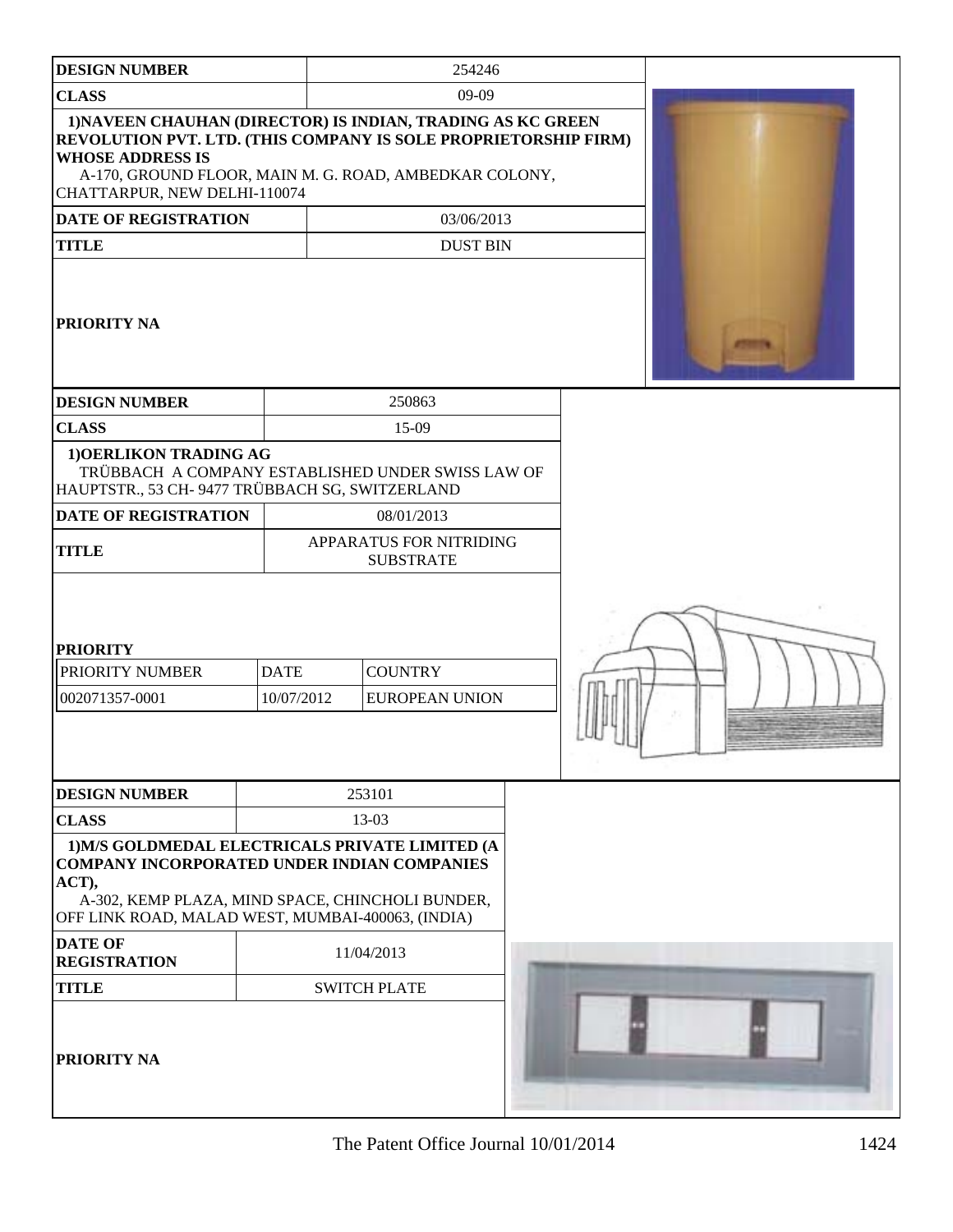| DESIGN NUMBER | 254246 |
| --- | --- |
| CLASS | 09-09 |
| 1)NAVEEN CHAUHAN (DIRECTOR) IS INDIAN, TRADING AS KC GREEN REVOLUTION PVT. LTD. (THIS COMPANY IS SOLE PROPRIETORSHIP FIRM) WHOSE ADDRESS IS A-170, GROUND FLOOR, MAIN M. G. ROAD, AMBEDKAR COLONY, CHATTARPUR, NEW DELHI-110074 | |
| DATE OF REGISTRATION | 03/06/2013 |
| TITLE | DUST BIN |
| PRIORITY NA | |

| DESIGN NUMBER | 250863 | |
| --- | --- | --- |
| CLASS | 15-09 | |
| 1)OERLIKON TRADING AG TRÜBBACH A COMPANY ESTABLISHED UNDER SWISS LAW OF HAUPTSTR., 53 CH- 9477 TRÜBBACH SG, SWITZERLAND | | |
| DATE OF REGISTRATION | 08/01/2013 | |
| TITLE | APPARATUS FOR NITRIDING SUBSTRATE | |
| PRIORITY | | |
| PRIORITY NUMBER | DATE | COUNTRY |
| 002071357-0001 | 10/07/2012 | EUROPEAN UNION |

| DESIGN NUMBER | 253101 |
| --- | --- |
| CLASS | 13-03 |
| 1)M/S GOLDMEDAL ELECTRICALS PRIVATE LIMITED (A COMPANY INCORPORATED UNDER INDIAN COMPANIES ACT), A-302, KEMP PLAZA, MIND SPACE, CHINCHOLI BUNDER, OFF LINK ROAD, MALAD WEST, MUMBAI-400063, (INDIA) | |
| DATE OF REGISTRATION | 11/04/2013 |
| TITLE | SWITCH PLATE |
| PRIORITY NA | |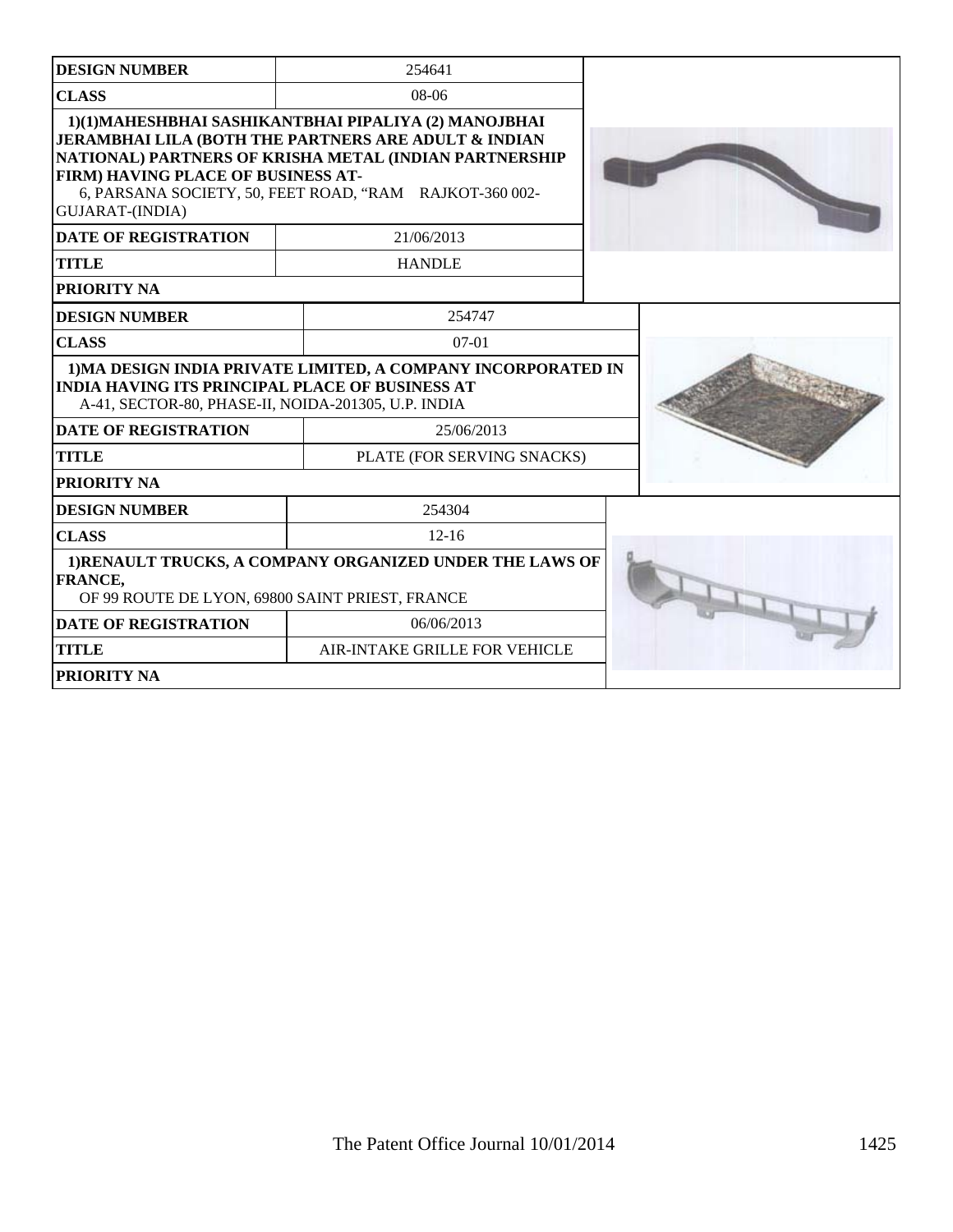| DESIGN NUMBER | 254641 |
| --- | --- |
| CLASS | 08-06 |
| 1)(1)MAHESHBHAI SASHIKANTBHAI PIPALIYA (2) MANOJBHAI JERAMBHAI LILA (BOTH THE PARTNERS ARE ADULT & INDIAN NATIONAL) PARTNERS OF KRISHA METAL (INDIAN PARTNERSHIP FIRM) HAVING PLACE OF BUSINESS AT- 6, PARSANA SOCIETY, 50, FEET ROAD, "RAM RAJKOT-360 002- GUJARAT-(INDIA) | |
| DATE OF REGISTRATION | 21/06/2013 |
| TITLE | HANDLE |
| PRIORITY NA | |

| DESIGN NUMBER | 254747 |
| --- | --- |
| CLASS | 07-01 |
| 1)MA DESIGN INDIA PRIVATE LIMITED, A COMPANY INCORPORATED IN INDIA HAVING ITS PRINCIPAL PLACE OF BUSINESS AT A-41, SECTOR-80, PHASE-II, NOIDA-201305, U.P. INDIA | |
| DATE OF REGISTRATION | 25/06/2013 |
| TITLE | PLATE (FOR SERVING SNACKS) |
| PRIORITY NA | |

| DESIGN NUMBER | 254304 |
| --- | --- |
| CLASS | 12-16 |
| 1)RENAULT TRUCKS, A COMPANY ORGANIZED UNDER THE LAWS OF FRANCE, OF 99 ROUTE DE LYON, 69800 SAINT PRIEST, FRANCE | |
| DATE OF REGISTRATION | 06/06/2013 |
| TITLE | AIR-INTAKE GRILLE FOR VEHICLE |
| PRIORITY NA | |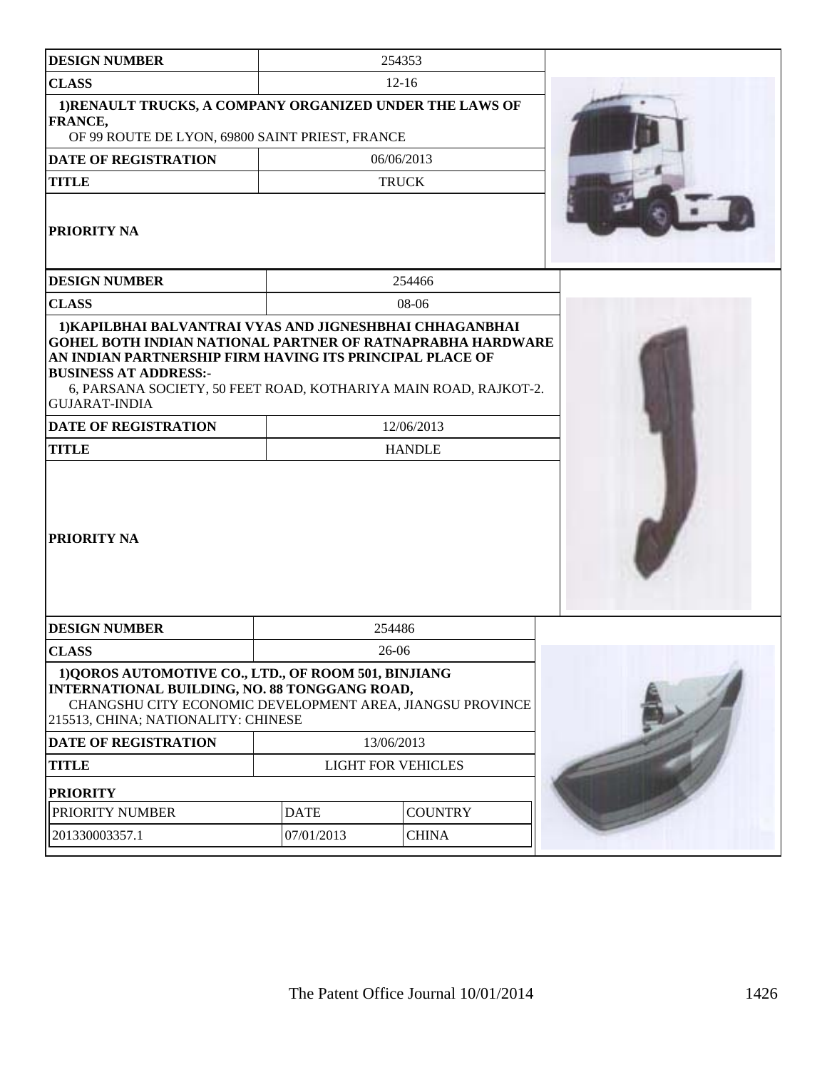| DESIGN NUMBER | 254353 |
|---|---|
| CLASS | 12-16 |
| 1)RENAULT TRUCKS, A COMPANY ORGANIZED UNDER THE LAWS OF FRANCE, OF 99 ROUTE DE LYON, 69800 SAINT PRIEST, FRANCE | |
| DATE OF REGISTRATION | 06/06/2013 |
| TITLE | TRUCK |
| PRIORITY NA | |

| DESIGN NUMBER | 254466 |
|---|---|
| CLASS | 08-06 |
| 1)KAPILBHAI BALVANTRAI VYAS AND JIGNESHBHAI CHHAGANBHAI GOHEL BOTH INDIAN NATIONAL PARTNER OF RATNAPRABHA HARDWARE AN INDIAN PARTNERSHIP FIRM HAVING ITS PRINCIPAL PLACE OF BUSINESS AT ADDRESS:- 6, PARSANA SOCIETY, 50 FEET ROAD, KOTHARIYA MAIN ROAD, RAJKOT-2. GUJARAT-INDIA | |
| DATE OF REGISTRATION | 12/06/2013 |
| TITLE | HANDLE |
| PRIORITY NA | |

| DESIGN NUMBER | 254486 | |
|---|---|---|
| CLASS | 26-06 | |
| 1)QOROS AUTOMOTIVE CO., LTD., OF ROOM 501, BINJIANG INTERNATIONAL BUILDING, NO. 88 TONGGANG ROAD, CHANGSHU CITY ECONOMIC DEVELOPMENT AREA, JIANGSU PROVINCE 215513, CHINA; NATIONALITY: CHINESE | | |
| DATE OF REGISTRATION | 13/06/2013 | |
| TITLE | LIGHT FOR VEHICLES | |
| PRIORITY | | |
| PRIORITY NUMBER | DATE | COUNTRY |
| 201330003357.1 | 07/01/2013 | CHINA |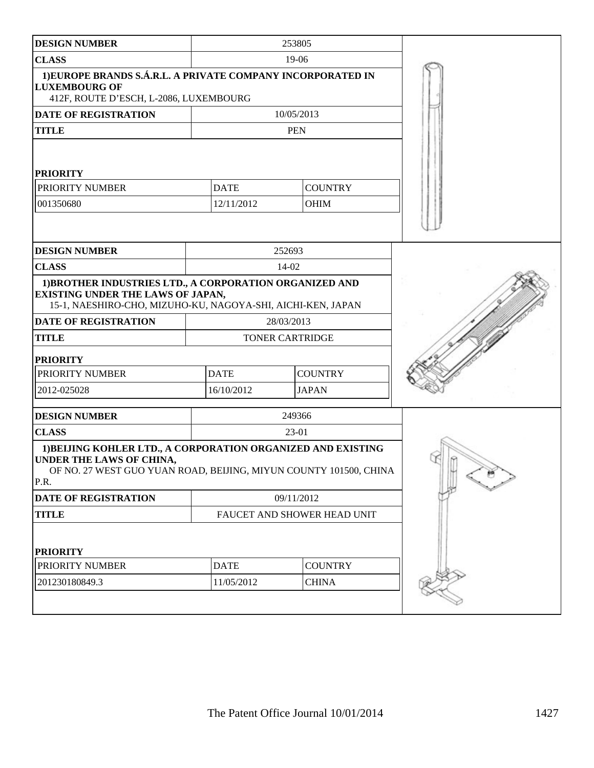| DESIGN NUMBER | 253805 | |
|---|---|---|
| CLASS | 19-06 | |
| 1)EUROPE BRANDS S.Á.R.L. A PRIVATE COMPANY INCORPORATED IN LUXEMBOURG OF<br>412F, ROUTE D'ESCH, L-2086, LUXEMBOURG | | |
| DATE OF REGISTRATION | 10/05/2013 | |
| TITLE | PEN | |
| **PRIORITY** | | |
| PRIORITY NUMBER | DATE | COUNTRY |
| 001350680 | 12/11/2012 | OHIM |

| DESIGN NUMBER | 252693 | |
|---|---|---|
| CLASS | 14-02 | |
| 1)BROTHER INDUSTRIES LTD., A CORPORATION ORGANIZED AND EXISTING UNDER THE LAWS OF JAPAN,<br>15-1, NAESHIRO-CHO, MIZUHO-KU, NAGOYA-SHI, AICHI-KEN, JAPAN | | |
| DATE OF REGISTRATION | 28/03/2013 | |
| TITLE | TONER CARTRIDGE | |
| **PRIORITY** | | |
| PRIORITY NUMBER | DATE | COUNTRY |
| 2012-025028 | 16/10/2012 | JAPAN |

| DESIGN NUMBER | 249366 | |
|---|---|---|
| CLASS | 23-01 | |
| 1)BEIJING KOHLER LTD., A CORPORATION ORGANIZED AND EXISTING UNDER THE LAWS OF CHINA,<br>OF NO. 27 WEST GUO YUAN ROAD, BEIJING, MIYUN COUNTY 101500, CHINA P.R. | | |
| DATE OF REGISTRATION | 09/11/2012 | |
| TITLE | FAUCET AND SHOWER HEAD UNIT | |
| **PRIORITY** | | |
| PRIORITY NUMBER | DATE | COUNTRY |
| 201230180849.3 | 11/05/2012 | CHINA |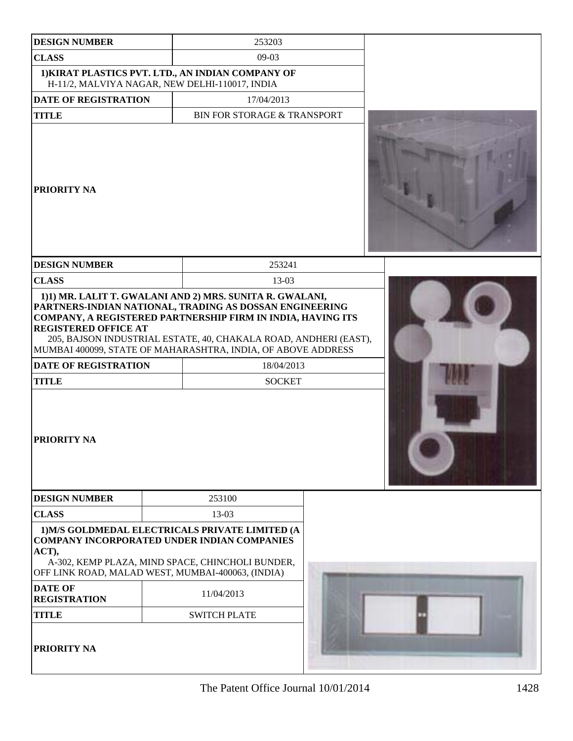| DESIGN NUMBER | 253203 |
|---|---|
| CLASS | 09-03 |
| 1)KIRAT PLASTICS PVT. LTD., AN INDIAN COMPANY OF H-11/2, MALVIYA NAGAR, NEW DELHI-110017, INDIA | |
| DATE OF REGISTRATION | 17/04/2013 |
| TITLE | BIN FOR STORAGE & TRANSPORT |
| PRIORITY NA | |

| DESIGN NUMBER | 253241 |
|---|---|
| CLASS | 13-03 |
| 1)1) MR. LALIT T. GWALANI AND 2) MRS. SUNITA R. GWALANI, PARTNERS-INDIAN NATIONAL, TRADING AS DOSSAN ENGINEERING COMPANY, A REGISTERED PARTNERSHIP FIRM IN INDIA, HAVING ITS REGISTERED OFFICE AT 205, BAJSON INDUSTRIAL ESTATE, 40, CHAKALA ROAD, ANDHERI (EAST), MUMBAI 400099, STATE OF MAHARASHTRA, INDIA, OF ABOVE ADDRESS | |
| DATE OF REGISTRATION | 18/04/2013 |
| TITLE | SOCKET |
| PRIORITY NA | |

| DESIGN NUMBER | 253100 |
|---|---|
| CLASS | 13-03 |
| 1)M/S GOLDMEDAL ELECTRICALS PRIVATE LIMITED (A COMPANY INCORPORATED UNDER INDIAN COMPANIES ACT), A-302, KEMP PLAZA, MIND SPACE, CHINCHOLI BUNDER, OFF LINK ROAD, MALAD WEST, MUMBAI-400063, (INDIA) | |
| DATE OF REGISTRATION | 11/04/2013 |
| TITLE | SWITCH PLATE |
| PRIORITY NA | |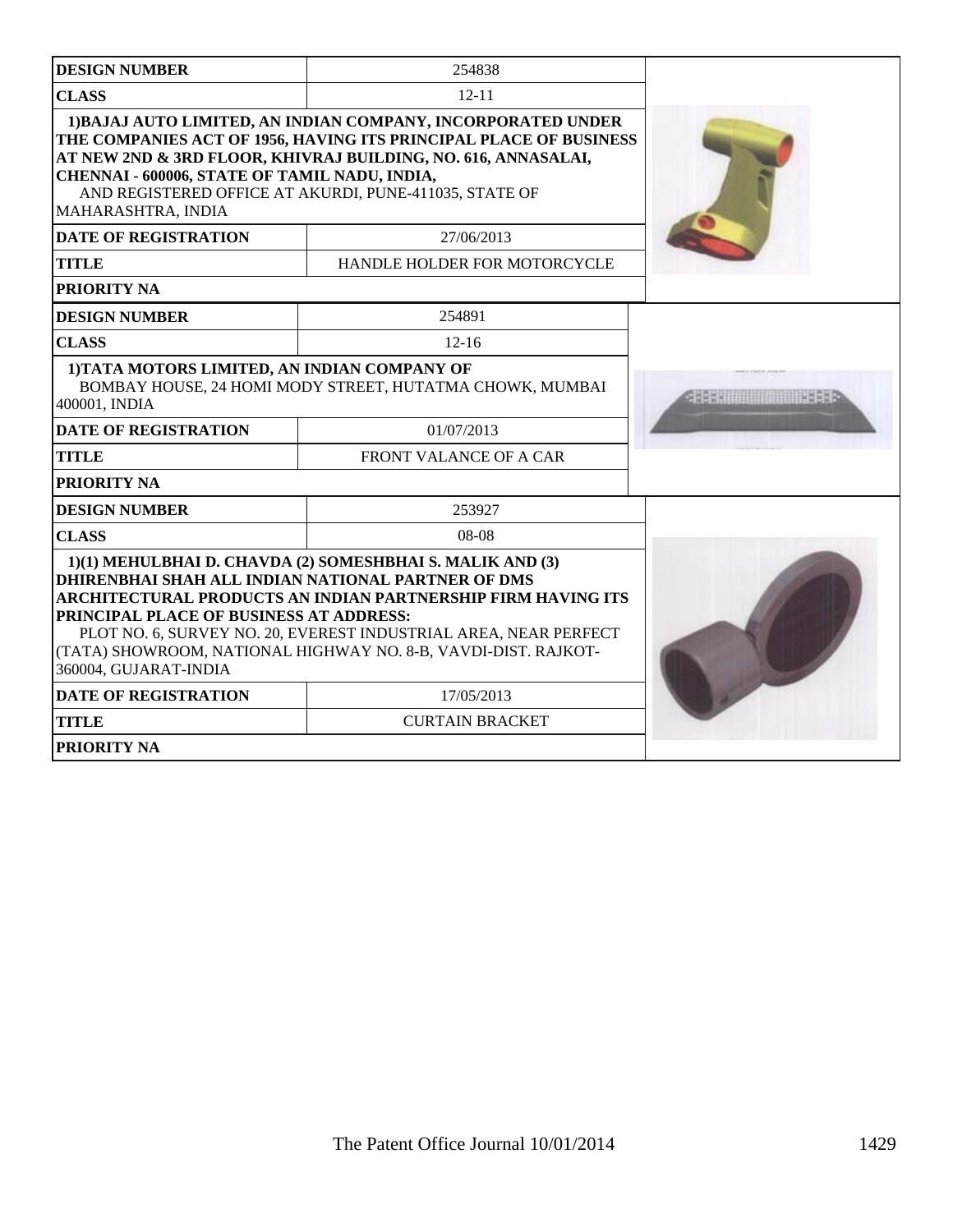| DESIGN NUMBER | 254838 |
|---|---|
| CLASS | 12-11 |
| 1)BAJAJ AUTO LIMITED, AN INDIAN COMPANY, INCORPORATED UNDER THE COMPANIES ACT OF 1956, HAVING ITS PRINCIPAL PLACE OF BUSINESS AT NEW 2ND & 3RD FLOOR, KHIVRAJ BUILDING, NO. 616, ANNASALAI, CHENNAI - 600006, STATE OF TAMIL NADU, INDIA, AND REGISTERED OFFICE AT AKURDI, PUNE-411035, STATE OF MAHARASHTRA, INDIA | |
| DATE OF REGISTRATION | 27/06/2013 |
| TITLE | HANDLE HOLDER FOR MOTORCYCLE |
| PRIORITY NA | |

| DESIGN NUMBER | 254891 |
|---|---|
| CLASS | 12-16 |
| 1)TATA MOTORS LIMITED, AN INDIAN COMPANY OF BOMBAY HOUSE, 24 HOMI MODY STREET, HUTATMA CHOWK, MUMBAI 400001, INDIA | |
| DATE OF REGISTRATION | 01/07/2013 |
| TITLE | FRONT VALANCE OF A CAR |
| PRIORITY NA | |

| DESIGN NUMBER | 253927 |
|---|---|
| CLASS | 08-08 |
| 1)(1) MEHULBHAI D. CHAVDA (2) SOMESHBHAI S. MALIK AND (3) DHIRENBHAI SHAH ALL INDIAN NATIONAL PARTNER OF DMS ARCHITECTURAL PRODUCTS AN INDIAN PARTNERSHIP FIRM HAVING ITS PRINCIPAL PLACE OF BUSINESS AT ADDRESS: PLOT NO. 6, SURVEY NO. 20, EVEREST INDUSTRIAL AREA, NEAR PERFECT (TATA) SHOWROOM, NATIONAL HIGHWAY NO. 8-B, VAVDI-DIST. RAJKOT-360004, GUJARAT-INDIA | |
| DATE OF REGISTRATION | 17/05/2013 |
| TITLE | CURTAIN BRACKET |
| PRIORITY NA | |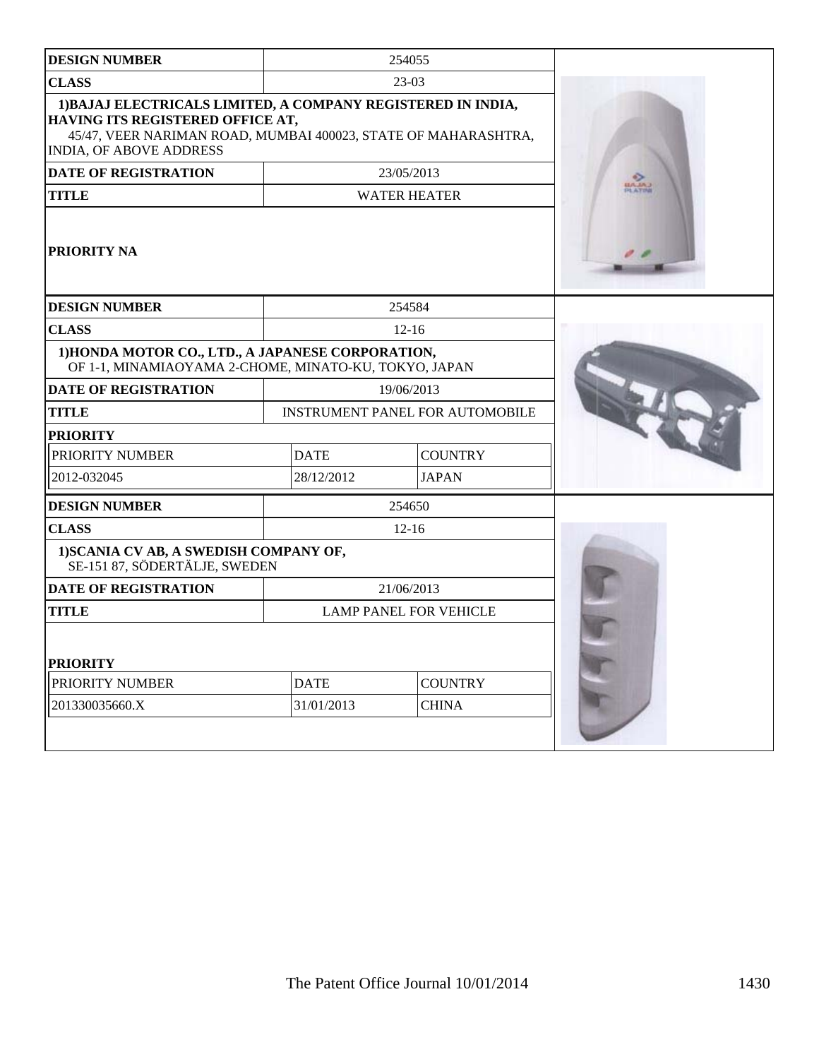| DESIGN NUMBER | 254055 | |
|---|---|---|
| CLASS | 23-03 | |
| 1)BAJAJ ELECTRICALS LIMITED, A COMPANY REGISTERED IN INDIA, HAVING ITS REGISTERED OFFICE AT, 45/47, VEER NARIMAN ROAD, MUMBAI 400023, STATE OF MAHARASHTRA, INDIA, OF ABOVE ADDRESS | | |
| DATE OF REGISTRATION | 23/05/2013 | |
| TITLE | WATER HEATER | |
| PRIORITY NA | | |

| DESIGN NUMBER | 254584 | |
|---|---|---|
| CLASS | 12-16 | |
| 1)HONDA MOTOR CO., LTD., A JAPANESE CORPORATION, OF 1-1, MINAMIAOYAMA 2-CHOME, MINATO-KU, TOKYO, JAPAN | | |
| DATE OF REGISTRATION | 19/06/2013 | |
| TITLE | INSTRUMENT PANEL FOR AUTOMOBILE | |
| PRIORITY | | |
| PRIORITY NUMBER | DATE | COUNTRY |
| 2012-032045 | 28/12/2012 | JAPAN |

| DESIGN NUMBER | 254650 | |
|---|---|---|
| CLASS | 12-16 | |
| 1)SCANIA CV AB, A SWEDISH COMPANY OF, SE-151 87, SÖDERTÄLJE, SWEDEN | | |
| DATE OF REGISTRATION | 21/06/2013 | |
| TITLE | LAMP PANEL FOR VEHICLE | |
| PRIORITY | | |
| PRIORITY NUMBER | DATE | COUNTRY |
| 201330035660.X | 31/01/2013 | CHINA |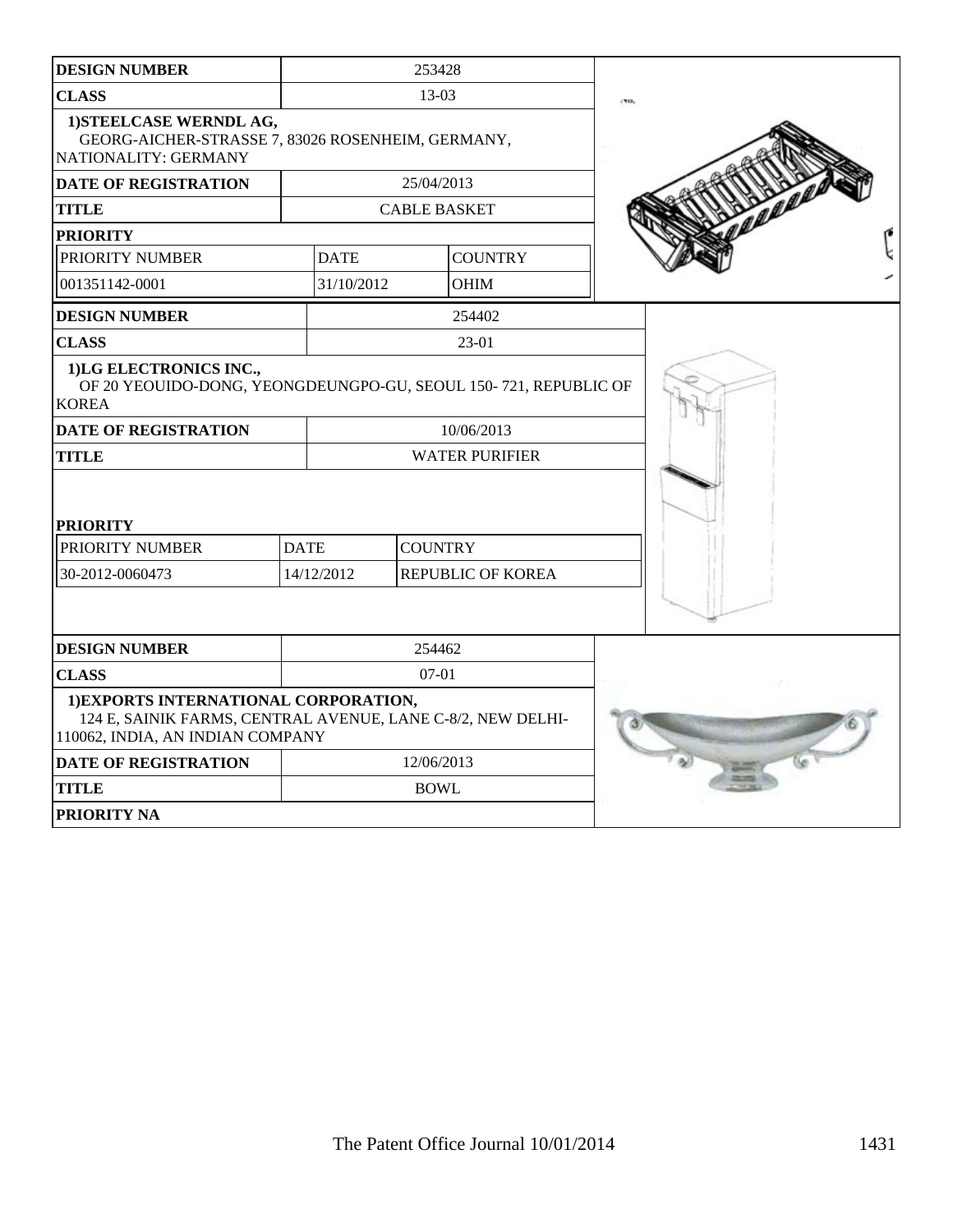| DESIGN NUMBER | 253428 | |
|---|---|---|
| CLASS | 13-03 | |
| 1)STEELCASE WERNDL AG, GEORG-AICHER-STRASSE 7, 83026 ROSENHEIM, GERMANY, NATIONALITY: GERMANY | | |
| DATE OF REGISTRATION | 25/04/2013 | |
| TITLE | CABLE BASKET | |
| PRIORITY | | |
| PRIORITY NUMBER | DATE | COUNTRY |
| 001351142-0001 | 31/10/2012 | OHIM |

| DESIGN NUMBER | 254402 | |
|---|---|---|
| CLASS | 23-01 | |
| 1)LG ELECTRONICS INC., OF 20 YEOUIDO-DONG, YEONGDEUNGPO-GU, SEOUL 150- 721, REPUBLIC OF KOREA | | |
| DATE OF REGISTRATION | 10/06/2013 | |
| TITLE | WATER PURIFIER | |
| PRIORITY | | |
| PRIORITY NUMBER | DATE | COUNTRY |
| 30-2012-0060473 | 14/12/2012 | REPUBLIC OF KOREA |

| DESIGN NUMBER | 254462 |
|---|---|
| CLASS | 07-01 |
| 1)EXPORTS INTERNATIONAL CORPORATION, 124 E, SAINIK FARMS, CENTRAL AVENUE, LANE C-8/2, NEW DELHI-110062, INDIA, AN INDIAN COMPANY | |
| DATE OF REGISTRATION | 12/06/2013 |
| TITLE | BOWL |
| PRIORITY NA | |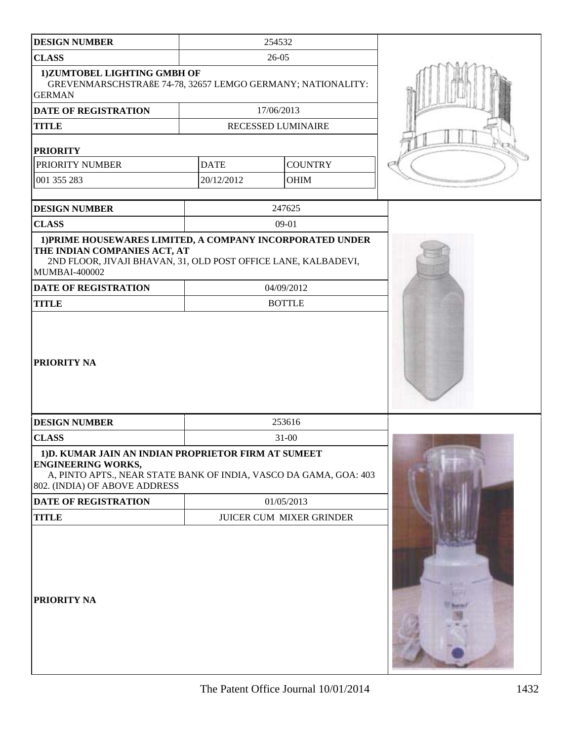| DESIGN NUMBER | 254532 | |
|---|---|---|
| CLASS | 26-05 | |
| 1)ZUMTOBEL LIGHTING GMBH OF GREVENMARSCHSTRAßE 74-78, 32657 LEMGO GERMANY; NATIONALITY: GERMAN | | |
| DATE OF REGISTRATION | 17/06/2013 | |
| TITLE | RECESSED LUMINAIRE | |
| PRIORITY | | |
| PRIORITY NUMBER | DATE | COUNTRY |
| 001 355 283 | 20/12/2012 | OHIM |

| DESIGN NUMBER | 247625 |
|---|---|
| CLASS | 09-01 |
| 1)PRIME HOUSEWARES LIMITED, A COMPANY INCORPORATED UNDER THE INDIAN COMPANIES ACT, AT 2ND FLOOR, JIVAJI BHAVAN, 31, OLD POST OFFICE LANE, KALBADEVI, MUMBAI-400002 | |
| DATE OF REGISTRATION | 04/09/2012 |
| TITLE | BOTTLE |
| PRIORITY NA | |

| DESIGN NUMBER | 253616 |
|---|---|
| CLASS | 31-00 |
| 1)D. KUMAR JAIN AN INDIAN PROPRIETOR FIRM AT SUMEET ENGINEERING WORKS, A, PINTO APTS., NEAR STATE BANK OF INDIA, VASCO DA GAMA, GOA: 403 802. (INDIA) OF ABOVE ADDRESS | |
| DATE OF REGISTRATION | 01/05/2013 |
| TITLE | JUICER CUM MIXER GRINDER |
| PRIORITY NA | |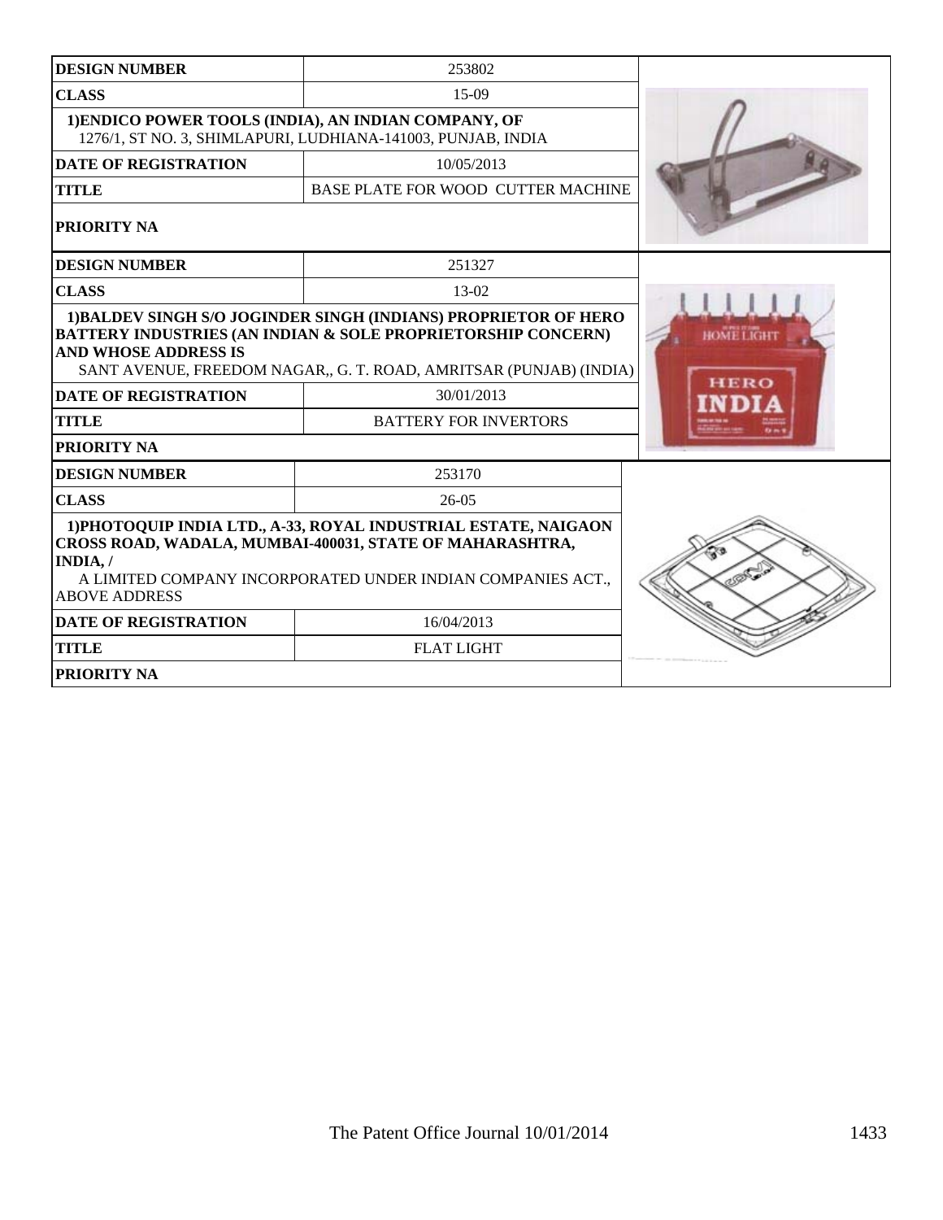| DESIGN NUMBER | 253802 |
| --- | --- |
| CLASS | 15-09 |
| 1)ENDICO POWER TOOLS (INDIA), AN INDIAN COMPANY, OF 1276/1, ST NO. 3, SHIMLAPURI, LUDHIANA-141003, PUNJAB, INDIA | |
| DATE OF REGISTRATION | 10/05/2013 |
| TITLE | BASE PLATE FOR WOOD CUTTER MACHINE |
| PRIORITY NA | |

| DESIGN NUMBER | 251327 |
| --- | --- |
| CLASS | 13-02 |
| 1)BALDEV SINGH S/O JOGINDER SINGH (INDIANS) PROPRIETOR OF HERO BATTERY INDUSTRIES (AN INDIAN & SOLE PROPRIETORSHIP CONCERN) AND WHOSE ADDRESS IS SANT AVENUE, FREEDOM NAGAR,, G. T. ROAD, AMRITSAR (PUNJAB) (INDIA) | |
| DATE OF REGISTRATION | 30/01/2013 |
| TITLE | BATTERY FOR INVERTORS |
| PRIORITY NA | |

| DESIGN NUMBER | 253170 |
| --- | --- |
| CLASS | 26-05 |
| 1)PHOTOQUIP INDIA LTD., A-33, ROYAL INDUSTRIAL ESTATE, NAIGAON CROSS ROAD, WADALA, MUMBAI-400031, STATE OF MAHARASHTRA, INDIA, / A LIMITED COMPANY INCORPORATED UNDER INDIAN COMPANIES ACT., ABOVE ADDRESS | |
| DATE OF REGISTRATION | 16/04/2013 |
| TITLE | FLAT LIGHT |
| PRIORITY NA | |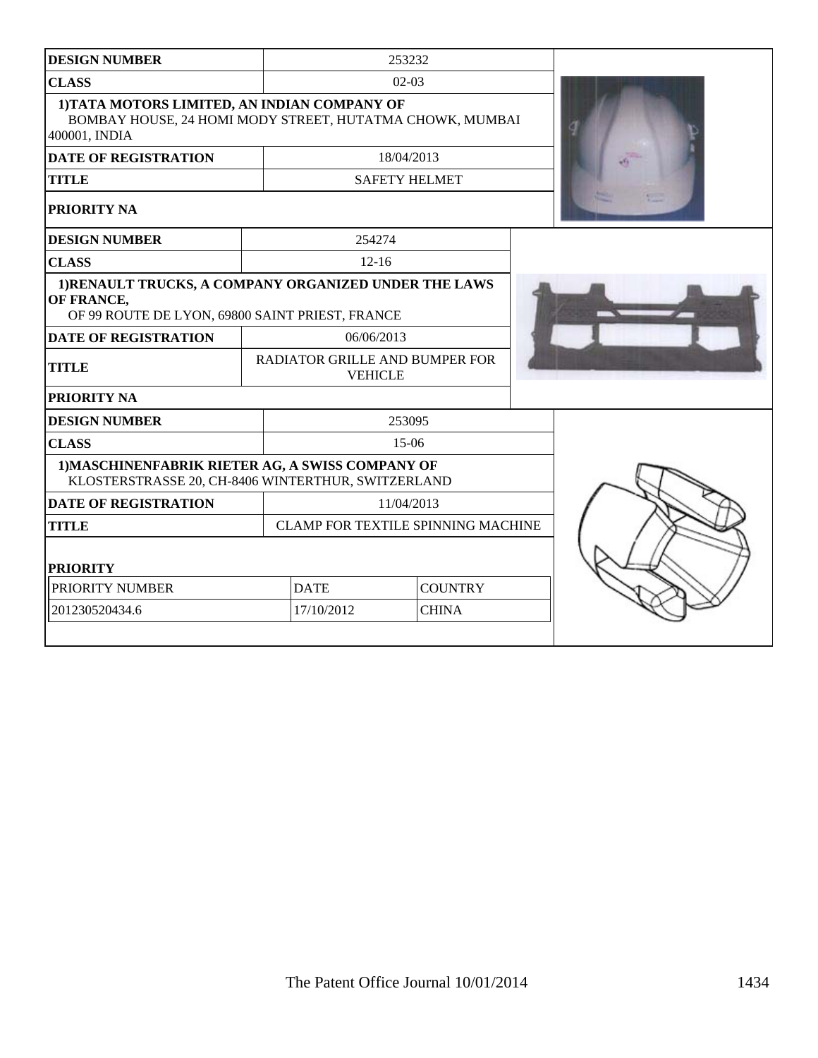| | |
|---|---|
| **DESIGN NUMBER** | 253232 |
| **CLASS** | 02-03 |
| **1)TATA MOTORS LIMITED, AN INDIAN COMPANY OF** BOMBAY HOUSE, 24 HOMI MODY STREET, HUTATMA CHOWK, MUMBAI 400001, INDIA | |
| **DATE OF REGISTRATION** | 18/04/2013 |
| **TITLE** | SAFETY HELMET |
| **PRIORITY NA** | |

| | |
|---|---|
| **DESIGN NUMBER** | 254274 |
| **CLASS** | 12-16 |
| **1)RENAULT TRUCKS, A COMPANY ORGANIZED UNDER THE LAWS OF FRANCE,** OF 99 ROUTE DE LYON, 69800 SAINT PRIEST, FRANCE | |
| **DATE OF REGISTRATION** | 06/06/2013 |
| **TITLE** | RADIATOR GRILLE AND BUMPER FOR VEHICLE |
| **PRIORITY NA** | |

| | |
|---|---|
| **DESIGN NUMBER** | 253095 |
| **CLASS** | 15-06 |
| **1)MASCHINENFABRIK RIETER AG, A SWISS COMPANY OF** KLOSTERSTRASSE 20, CH-8406 WINTERTHUR, SWITZERLAND | |
| **DATE OF REGISTRATION** | 11/04/2013 |
| **TITLE** | CLAMP FOR TEXTILE SPINNING MACHINE |

**PRIORITY**

| PRIORITY NUMBER | DATE | COUNTRY |
|---|---|---|
| 201230520434.6 | 17/10/2012 | CHINA |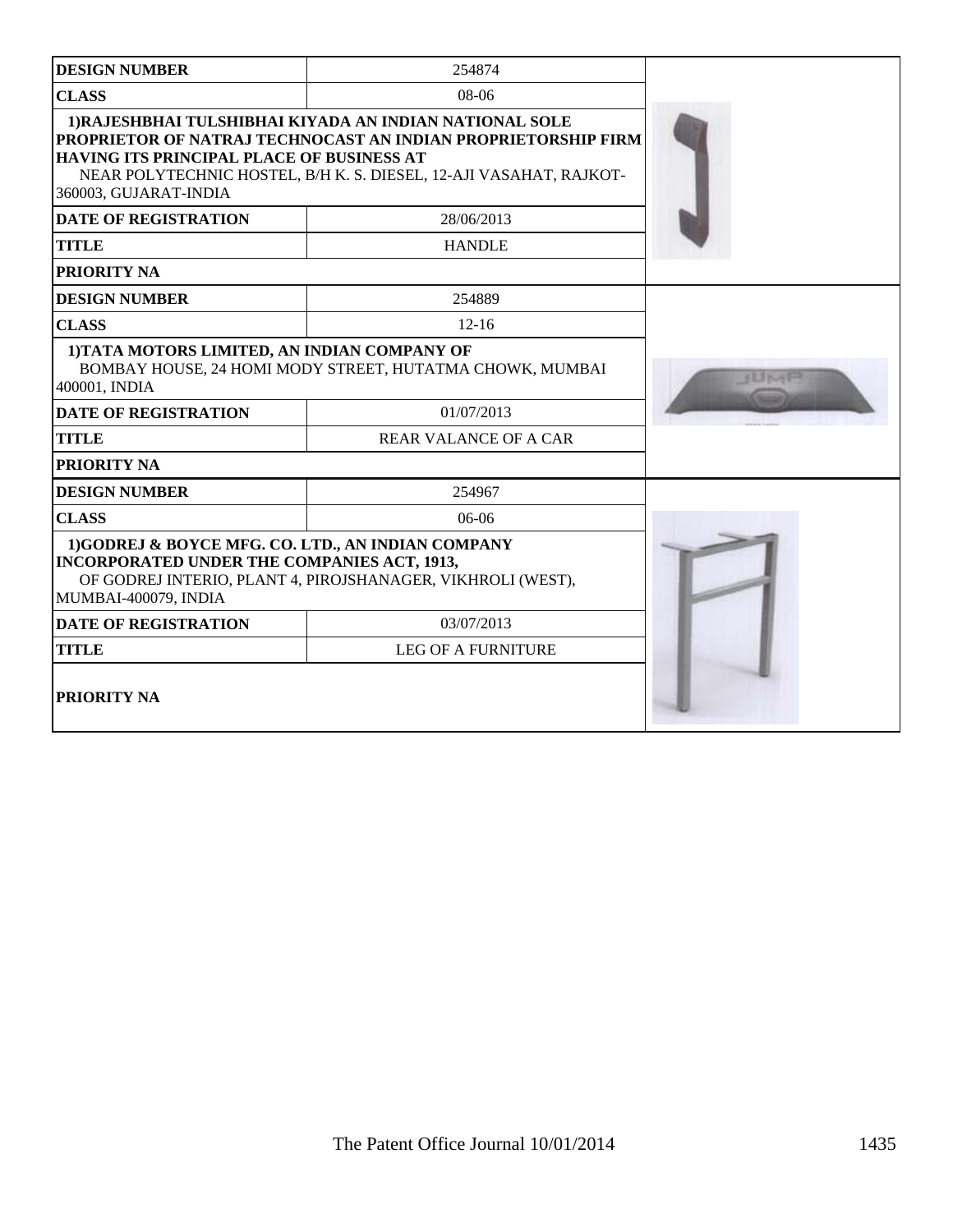| DESIGN NUMBER | 254874 |
| --- | --- |
| CLASS | 08-06 |
| **1)RAJESHBHAI TULSHIBHAI KIYADA AN INDIAN NATIONAL SOLE PROPRIETOR OF NATRAJ TECHNOCAST AN INDIAN PROPRIETORSHIP FIRM HAVING ITS PRINCIPAL PLACE OF BUSINESS AT** NEAR POLYTECHNIC HOSTEL, B/H K. S. DIESEL, 12-AJI VASAHAT, RAJKOT-360003, GUJARAT-INDIA | |
| DATE OF REGISTRATION | 28/06/2013 |
| TITLE | HANDLE |
| PRIORITY NA | |

| DESIGN NUMBER | 254889 |
| --- | --- |
| CLASS | 12-16 |
| **1)TATA MOTORS LIMITED, AN INDIAN COMPANY OF** BOMBAY HOUSE, 24 HOMI MODY STREET, HUTATMA CHOWK, MUMBAI 400001, INDIA | |
| DATE OF REGISTRATION | 01/07/2013 |
| TITLE | REAR VALANCE OF A CAR |
| PRIORITY NA | |

| DESIGN NUMBER | 254967 |
| --- | --- |
| CLASS | 06-06 |
| **1)GODREJ & BOYCE MFG. CO. LTD., AN INDIAN COMPANY INCORPORATED UNDER THE COMPANIES ACT, 1913,** OF GODREJ INTERIO, PLANT 4, PIROJSHANAGER, VIKHROLI (WEST), MUMBAI-400079, INDIA | |
| DATE OF REGISTRATION | 03/07/2013 |
| TITLE | LEG OF A FURNITURE |
| PRIORITY NA | |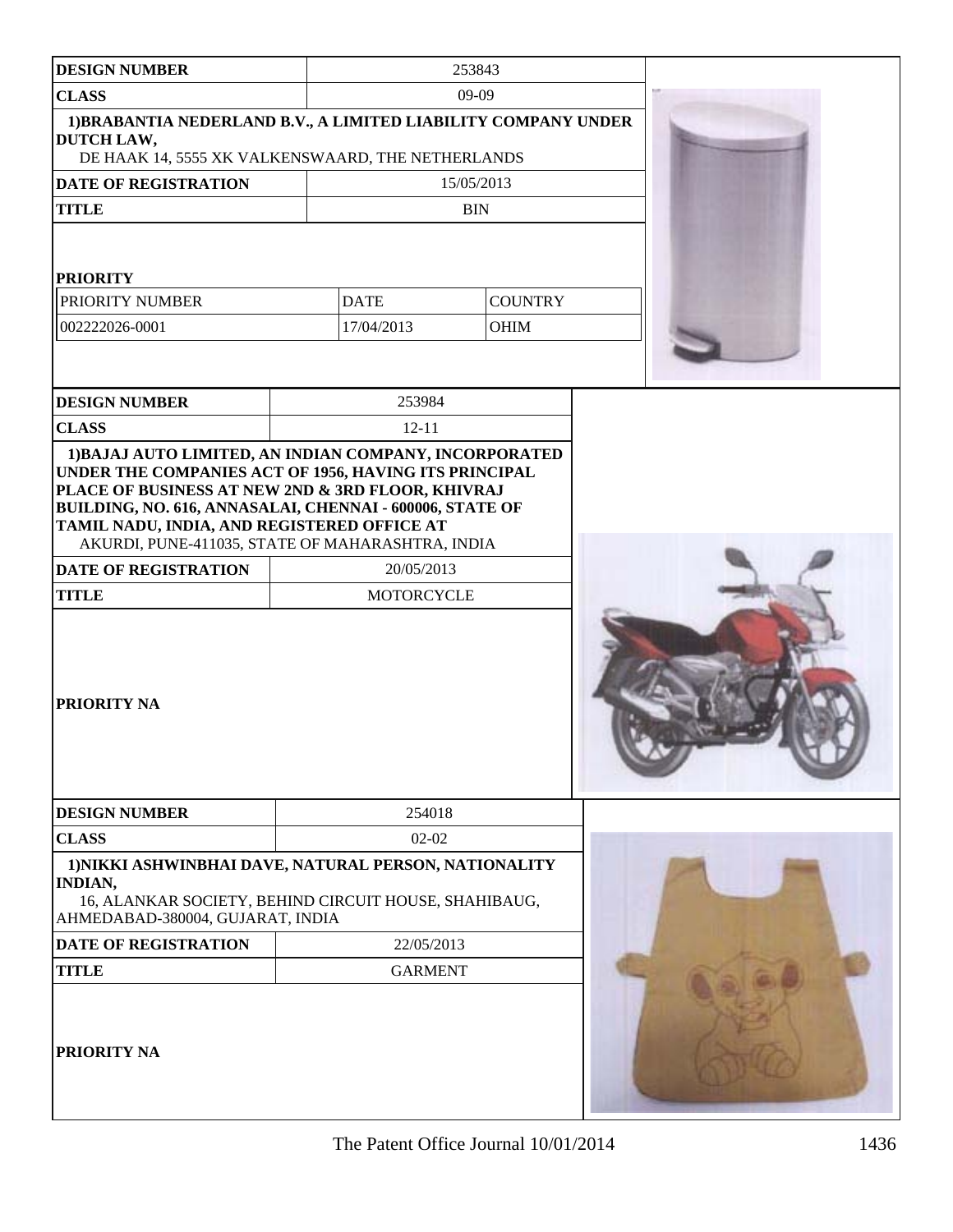| DESIGN NUMBER | 253843 | |
|---|---|---|
| CLASS | 09-09 | |

**1)BRABANTIA NEDERLAND B.V., A LIMITED LIABILITY COMPANY UNDER DUTCH LAW,**
DE HAAK 14, 5555 XK VALKENSWAARD, THE NETHERLANDS

| DATE OF REGISTRATION | 15/05/2013 |
|---|---|
| TITLE | BIN |

**PRIORITY**

| PRIORITY NUMBER | DATE | COUNTRY |
|---|---|---|
| 002222026-0001 | 17/04/2013 | OHIM |

| DESIGN NUMBER | 253984 |
|---|---|
| CLASS | 12-11 |

**1)BAJAJ AUTO LIMITED, AN INDIAN COMPANY, INCORPORATED UNDER THE COMPANIES ACT OF 1956, HAVING ITS PRINCIPAL PLACE OF BUSINESS AT NEW 2ND & 3RD FLOOR, KHIVRAJ BUILDING, NO. 616, ANNASALAI, CHENNAI - 600006, STATE OF TAMIL NADU, INDIA, AND REGISTERED OFFICE AT**
AKURDI, PUNE-411035, STATE OF MAHARASHTRA, INDIA

| DATE OF REGISTRATION | 20/05/2013 |
|---|---|
| TITLE | MOTORCYCLE |

**PRIORITY NA**

| DESIGN NUMBER | 254018 |
|---|---|
| CLASS | 02-02 |

**1)NIKKI ASHWINBHAI DAVE, NATURAL PERSON, NATIONALITY INDIAN,**
16, ALANKAR SOCIETY, BEHIND CIRCUIT HOUSE, SHAHIBAUG, AHMEDABAD-380004, GUJARAT, INDIA

| DATE OF REGISTRATION | 22/05/2013 |
|---|---|
| TITLE | GARMENT |

**PRIORITY NA**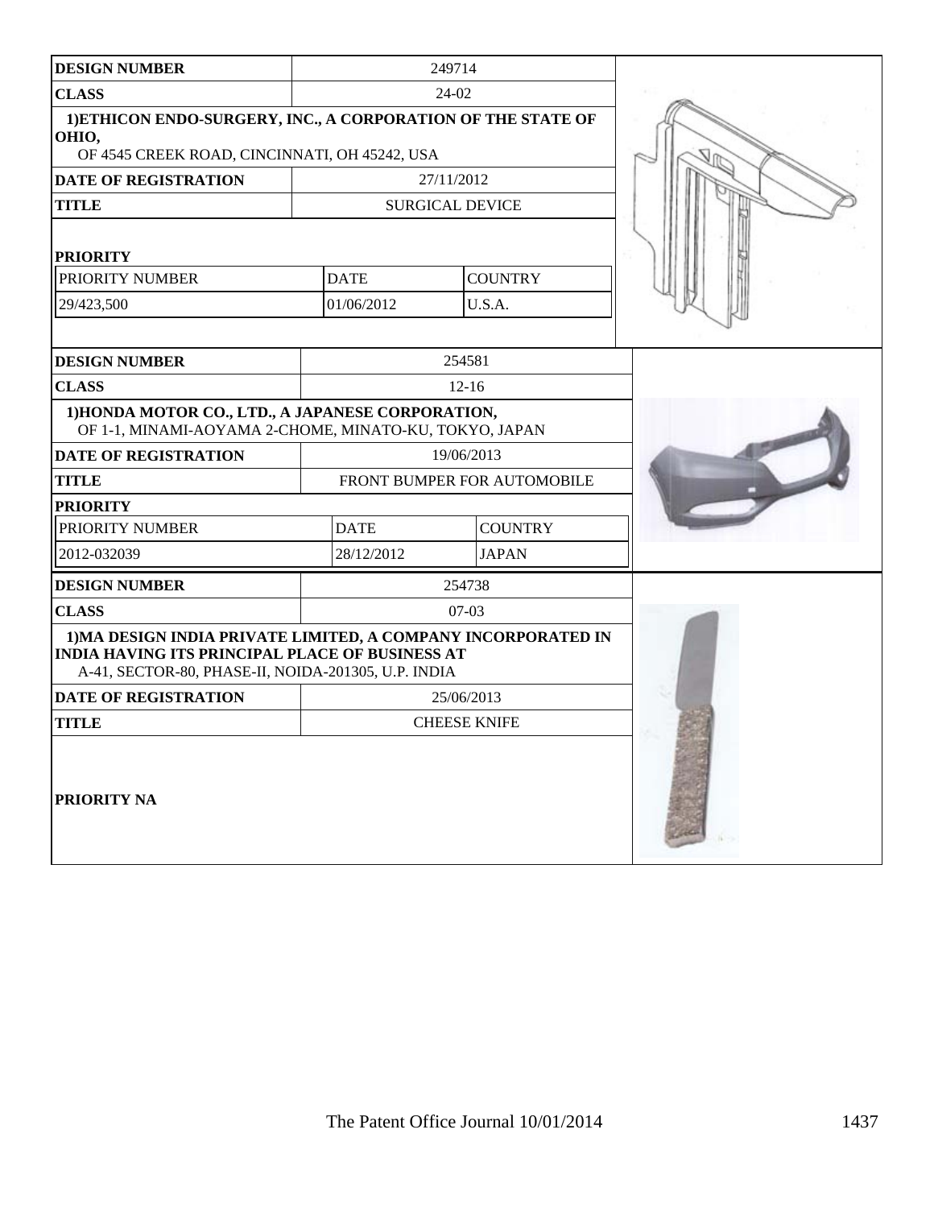| DESIGN NUMBER | 249714 | |
| --- | --- | --- |
| CLASS | 24-02 | |
| 1)ETHICON ENDO-SURGERY, INC., A CORPORATION OF THE STATE OF OHIO, OF 4545 CREEK ROAD, CINCINNATI, OH 45242, USA | | |
| DATE OF REGISTRATION | 27/11/2012 | |
| TITLE | SURGICAL DEVICE | |
| PRIORITY | | |
| PRIORITY NUMBER | DATE | COUNTRY |
| 29/423,500 | 01/06/2012 | U.S.A. |

| DESIGN NUMBER | 254581 | |
| --- | --- | --- |
| CLASS | 12-16 | |
| 1)HONDA MOTOR CO., LTD., A JAPANESE CORPORATION, OF 1-1, MINAMI-AOYAMA 2-CHOME, MINATO-KU, TOKYO, JAPAN | | |
| DATE OF REGISTRATION | 19/06/2013 | |
| TITLE | FRONT BUMPER FOR AUTOMOBILE | |
| PRIORITY | | |
| PRIORITY NUMBER | DATE | COUNTRY |
| 2012-032039 | 28/12/2012 | JAPAN |

| DESIGN NUMBER | 254738 |
| --- | --- |
| CLASS | 07-03 |
| 1)MA DESIGN INDIA PRIVATE LIMITED, A COMPANY INCORPORATED IN INDIA HAVING ITS PRINCIPAL PLACE OF BUSINESS AT A-41, SECTOR-80, PHASE-II, NOIDA-201305, U.P. INDIA | |
| DATE OF REGISTRATION | 25/06/2013 |
| TITLE | CHEESE KNIFE |
| PRIORITY NA | |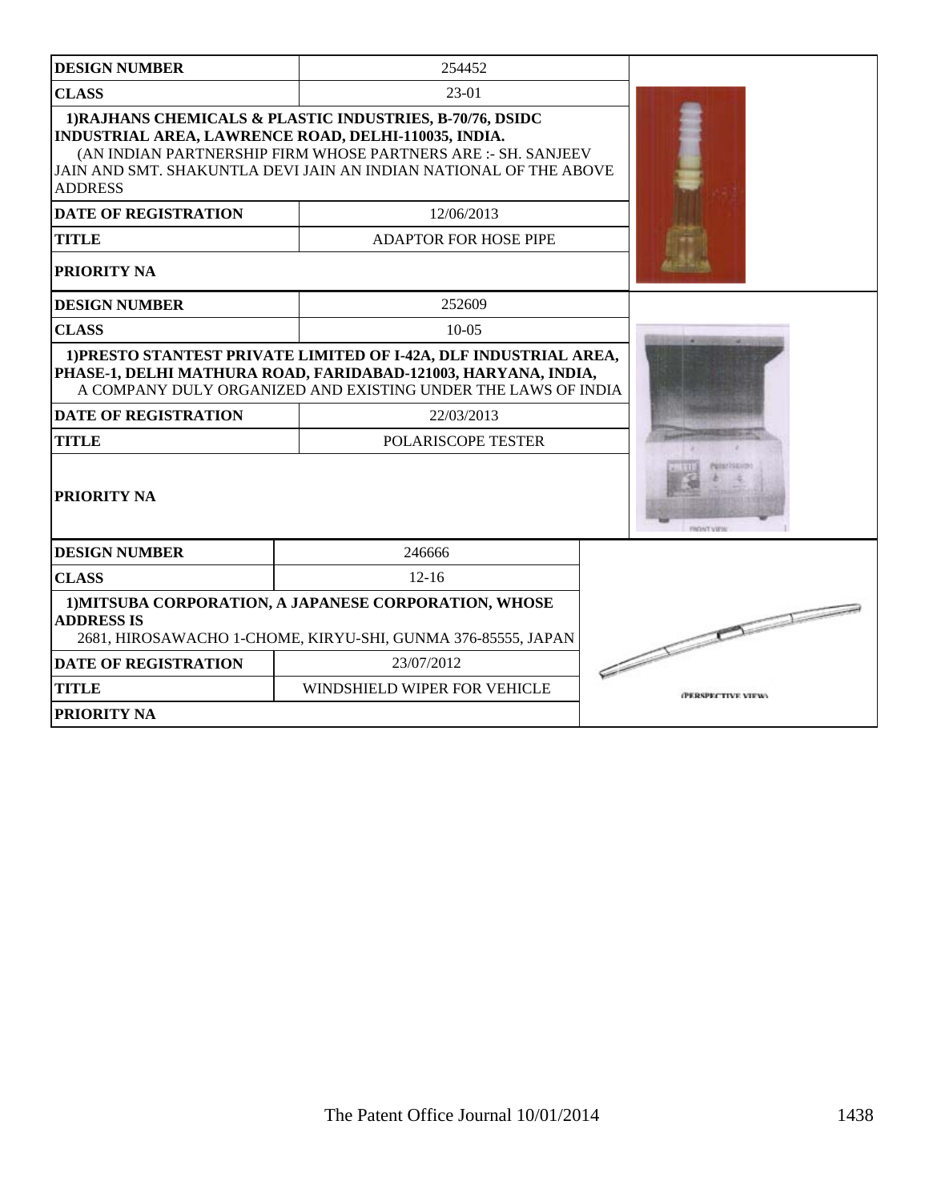| DESIGN NUMBER | 254452 |
| --- | --- |
| CLASS | 23-01 |
| 1)RAJHANS CHEMICALS & PLASTIC INDUSTRIES, B-70/76, DSIDC INDUSTRIAL AREA, LAWRENCE ROAD, DELHI-110035, INDIA. (AN INDIAN PARTNERSHIP FIRM WHOSE PARTNERS ARE :- SH. SANJEEV JAIN AND SMT. SHAKUNTLA DEVI JAIN AN INDIAN NATIONAL OF THE ABOVE ADDRESS | |
| DATE OF REGISTRATION | 12/06/2013 |
| TITLE | ADAPTOR FOR HOSE PIPE |
| PRIORITY NA | |

| DESIGN NUMBER | 252609 |
| --- | --- |
| CLASS | 10-05 |
| 1)PRESTO STANTEST PRIVATE LIMITED OF I-42A, DLF INDUSTRIAL AREA, PHASE-1, DELHI MATHURA ROAD, FARIDABAD-121003, HARYANA, INDIA, A COMPANY DULY ORGANIZED AND EXISTING UNDER THE LAWS OF INDIA | |
| DATE OF REGISTRATION | 22/03/2013 |
| TITLE | POLARISCOPE TESTER |
| PRIORITY NA | |

| DESIGN NUMBER | 246666 |
| --- | --- |
| CLASS | 12-16 |
| 1)MITSUBA CORPORATION, A JAPANESE CORPORATION, WHOSE ADDRESS IS 2681, HIROSAWACHO 1-CHOME, KIRYU-SHI, GUNMA 376-85555, JAPAN | |
| DATE OF REGISTRATION | 23/07/2012 |
| TITLE | WINDSHIELD WIPER FOR VEHICLE |
| PRIORITY NA | |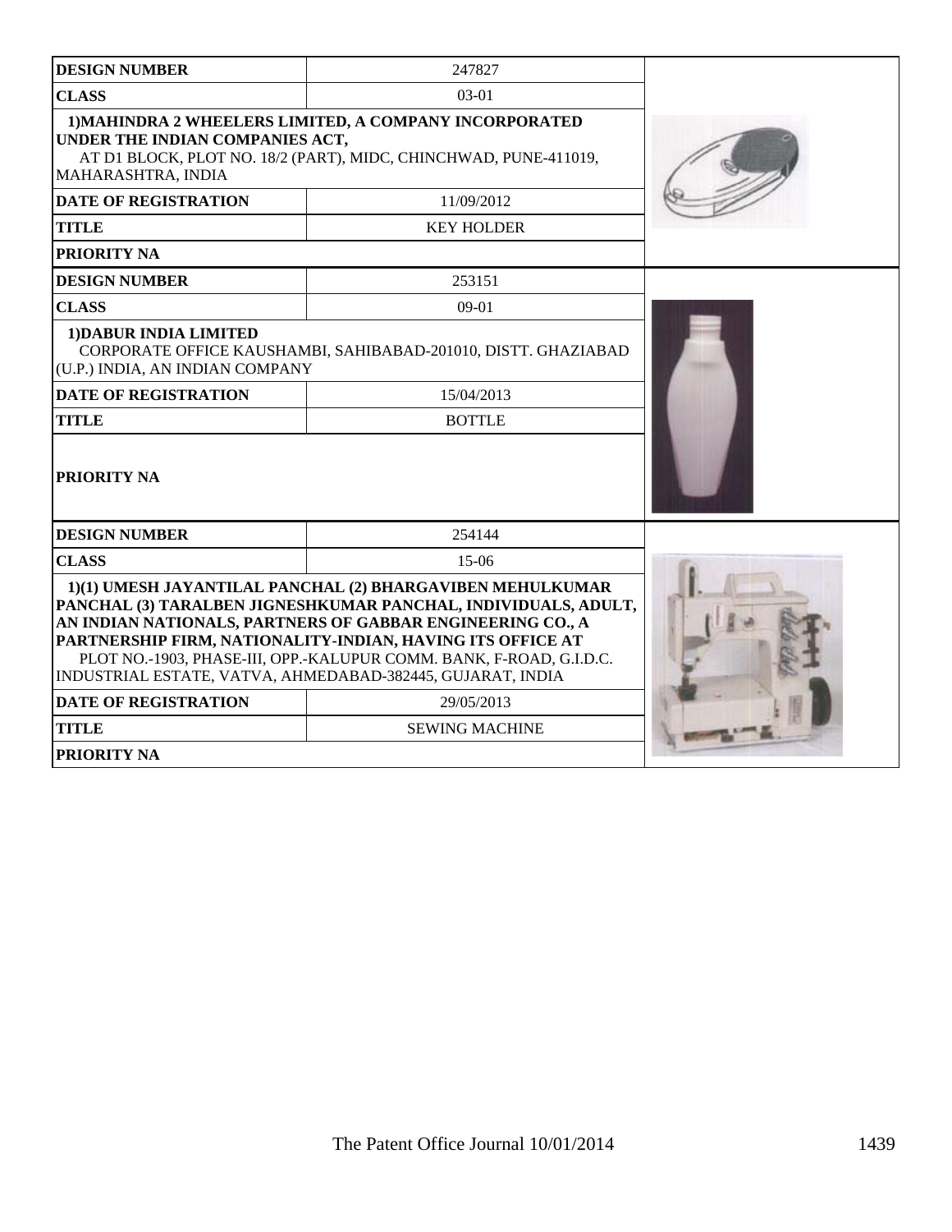| DESIGN NUMBER | 247827 |
|---|---|
| CLASS | 03-01 |
| 1)MAHINDRA 2 WHEELERS LIMITED, A COMPANY INCORPORATED UNDER THE INDIAN COMPANIES ACT, AT D1 BLOCK, PLOT NO. 18/2 (PART), MIDC, CHINCHWAD, PUNE-411019, MAHARASHTRA, INDIA | |
| DATE OF REGISTRATION | 11/09/2012 |
| TITLE | KEY HOLDER |
| PRIORITY NA | |

| DESIGN NUMBER | 253151 |
|---|---|
| CLASS | 09-01 |
| 1)DABUR INDIA LIMITED CORPORATE OFFICE KAUSHAMBI, SAHIBABAD-201010, DISTT. GHAZIABAD (U.P.) INDIA, AN INDIAN COMPANY | |
| DATE OF REGISTRATION | 15/04/2013 |
| TITLE | BOTTLE |
| PRIORITY NA | |

| DESIGN NUMBER | 254144 |
|---|---|
| CLASS | 15-06 |
| 1)(1) UMESH JAYANTILAL PANCHAL (2) BHARGAVIBEN MEHULKUMAR PANCHAL (3) TARALBEN JIGNESHKUMAR PANCHAL, INDIVIDUALS, ADULT, AN INDIAN NATIONALS, PARTNERS OF GABBAR ENGINEERING CO., A PARTNERSHIP FIRM, NATIONALITY-INDIAN, HAVING ITS OFFICE AT PLOT NO.-1903, PHASE-III, OPP.-KALUPUR COMM. BANK, F-ROAD, G.I.D.C. INDUSTRIAL ESTATE, VATVA, AHMEDABAD-382445, GUJARAT, INDIA | |
| DATE OF REGISTRATION | 29/05/2013 |
| TITLE | SEWING MACHINE |
| PRIORITY NA | |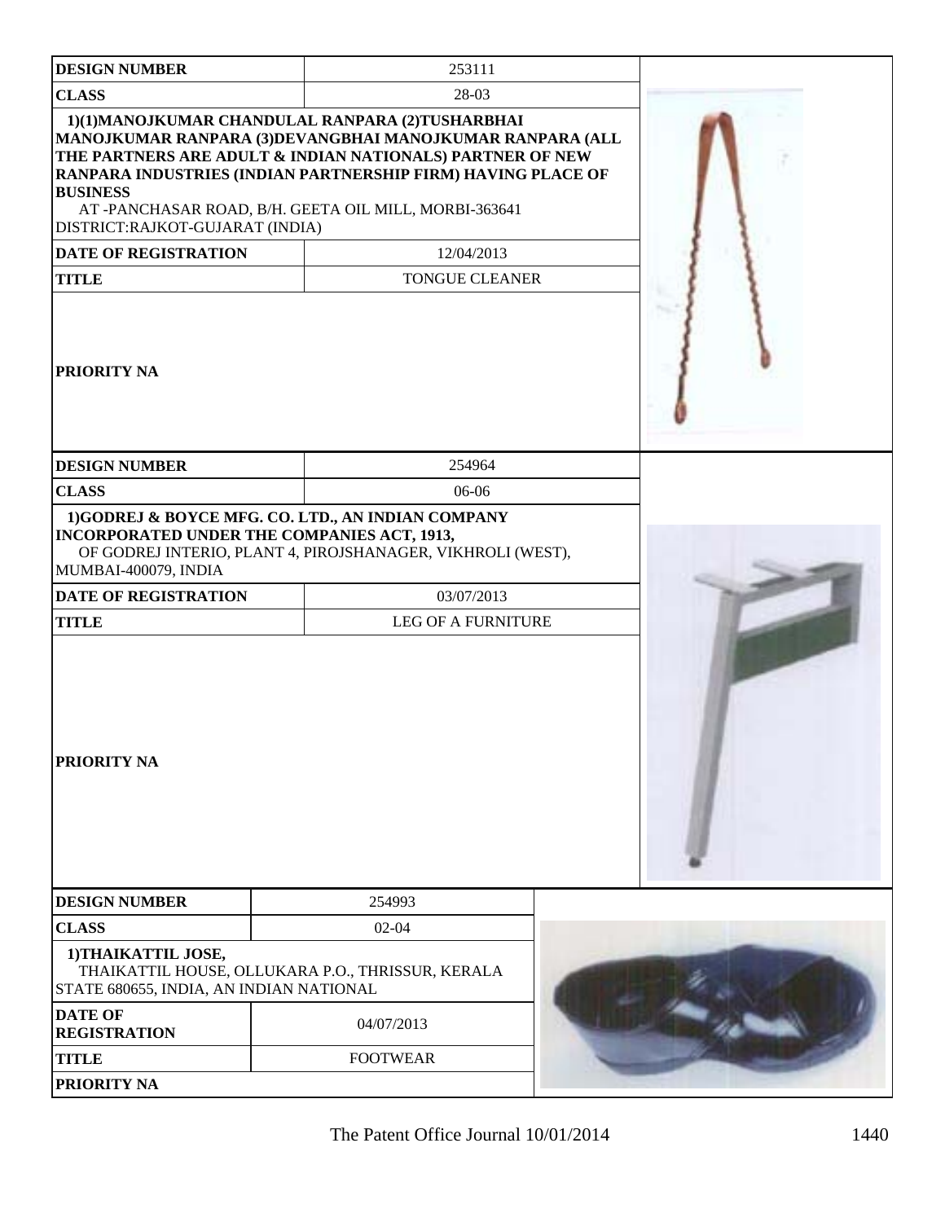| DESIGN NUMBER | 253111 |
| --- | --- |
| CLASS | 28-03 |
| 1)(1)MANOJKUMAR CHANDULAL RANPARA (2)TUSHARBHAI MANOJKUMAR RANPARA (3)DEVANGBHAI MANOJKUMAR RANPARA (ALL THE PARTNERS ARE ADULT & INDIAN NATIONALS) PARTNER OF NEW RANPARA INDUSTRIES (INDIAN PARTNERSHIP FIRM) HAVING PLACE OF BUSINESS AT -PANCHASAR ROAD, B/H. GEETA OIL MILL, MORBI-363641 DISTRICT:RAJKOT-GUJARAT (INDIA) | |
| DATE OF REGISTRATION | 12/04/2013 |
| TITLE | TONGUE CLEANER |
| PRIORITY NA | |

| DESIGN NUMBER | 254964 |
| --- | --- |
| CLASS | 06-06 |
| 1)GODREJ & BOYCE MFG. CO. LTD., AN INDIAN COMPANY INCORPORATED UNDER THE COMPANIES ACT, 1913, OF GODREJ INTERIO, PLANT 4, PIROJSHANAGER, VIKHROLI (WEST), MUMBAI-400079, INDIA | |
| DATE OF REGISTRATION | 03/07/2013 |
| TITLE | LEG OF A FURNITURE |
| PRIORITY NA | |

| DESIGN NUMBER | 254993 |
| --- | --- |
| CLASS | 02-04 |
| 1)THAIKATTIL JOSE, THAIKATTIL HOUSE, OLLUKARA P.O., THRISSUR, KERALA STATE 680655, INDIA, AN INDIAN NATIONAL | |
| DATE OF REGISTRATION | 04/07/2013 |
| TITLE | FOOTWEAR |
| PRIORITY NA | |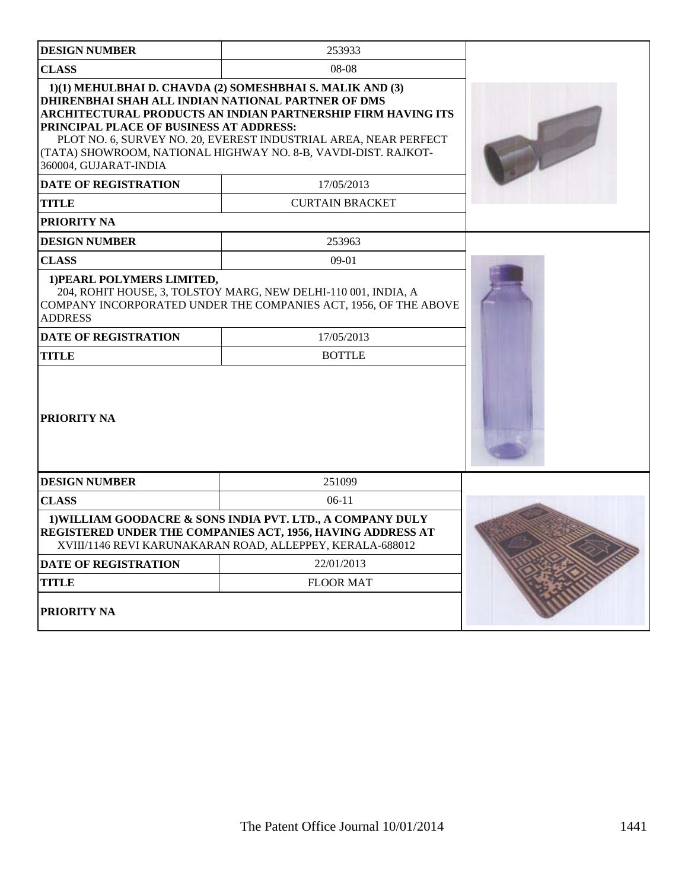| DESIGN NUMBER | 253933 |
|---|---|
| CLASS | 08-08 |
| 1)(1) MEHULBHAI D. CHAVDA (2) SOMESHBHAI S. MALIK AND (3) DHIRENBHAI SHAH ALL INDIAN NATIONAL PARTNER OF DMS ARCHITECTURAL PRODUCTS AN INDIAN PARTNERSHIP FIRM HAVING ITS PRINCIPAL PLACE OF BUSINESS AT ADDRESS: PLOT NO. 6, SURVEY NO. 20, EVEREST INDUSTRIAL AREA, NEAR PERFECT (TATA) SHOWROOM, NATIONAL HIGHWAY NO. 8-B, VAVDI-DIST. RAJKOT-360004, GUJARAT-INDIA | |
| DATE OF REGISTRATION | 17/05/2013 |
| TITLE | CURTAIN BRACKET |
| PRIORITY NA | |

| DESIGN NUMBER | 253963 |
|---|---|
| CLASS | 09-01 |
| 1)PEARL POLYMERS LIMITED, 204, ROHIT HOUSE, 3, TOLSTOY MARG, NEW DELHI-110 001, INDIA, A COMPANY INCORPORATED UNDER THE COMPANIES ACT, 1956, OF THE ABOVE ADDRESS | |
| DATE OF REGISTRATION | 17/05/2013 |
| TITLE | BOTTLE |
| PRIORITY NA | |

| DESIGN NUMBER | 251099 |
|---|---|
| CLASS | 06-11 |
| 1)WILLIAM GOODACRE & SONS INDIA PVT. LTD., A COMPANY DULY REGISTERED UNDER THE COMPANIES ACT, 1956, HAVING ADDRESS AT XVIII/1146 REVI KARUNAKARAN ROAD, ALLEPPEY, KERALA-688012 | |
| DATE OF REGISTRATION | 22/01/2013 |
| TITLE | FLOOR MAT |
| PRIORITY NA | |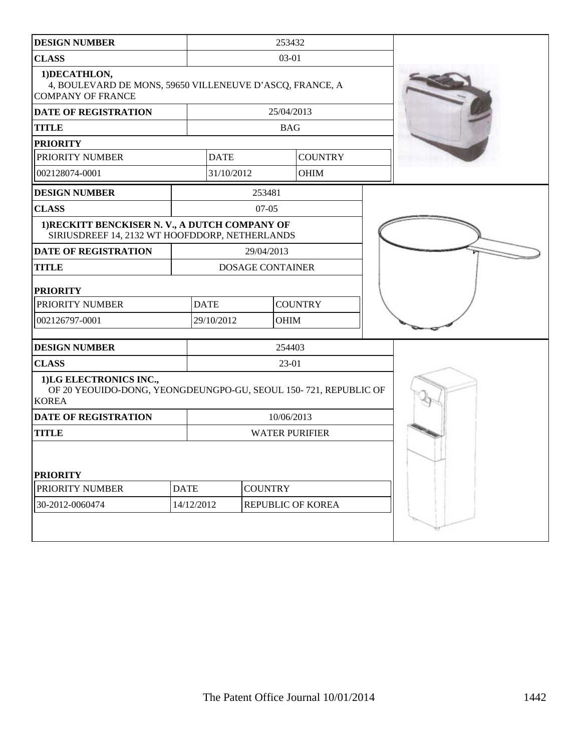| DESIGN NUMBER | 253432 |
|---|---|
| CLASS | 03-01 |
| 1)DECATHLON, 4, BOULEVARD DE MONS, 59650 VILLENEUVE D'ASCQ, FRANCE, A COMPANY OF FRANCE | |
| DATE OF REGISTRATION | 25/04/2013 |
| TITLE | BAG |
| PRIORITY | |

| PRIORITY NUMBER | DATE | COUNTRY |
|---|---|---|
| 002128074-0001 | 31/10/2012 | OHIM |

| DESIGN NUMBER | 253481 |
|---|---|
| CLASS | 07-05 |
| 1)RECKITT BENCKISER N. V., A DUTCH COMPANY OF SIRIUSDREEF 14, 2132 WT HOOFDDORP, NETHERLANDS | |
| DATE OF REGISTRATION | 29/04/2013 |
| TITLE | DOSAGE CONTAINER |
| PRIORITY | |

| PRIORITY NUMBER | DATE | COUNTRY |
|---|---|---|
| 002126797-0001 | 29/10/2012 | OHIM |

| DESIGN NUMBER | 254403 |
|---|---|
| CLASS | 23-01 |
| 1)LG ELECTRONICS INC., OF 20 YEOUIDO-DONG, YEONGDEUNGPO-GU, SEOUL 150- 721, REPUBLIC OF KOREA | |
| DATE OF REGISTRATION | 10/06/2013 |
| TITLE | WATER PURIFIER |
| PRIORITY | |

| PRIORITY NUMBER | DATE | COUNTRY |
|---|---|---|
| 30-2012-0060474 | 14/12/2012 | REPUBLIC OF KOREA |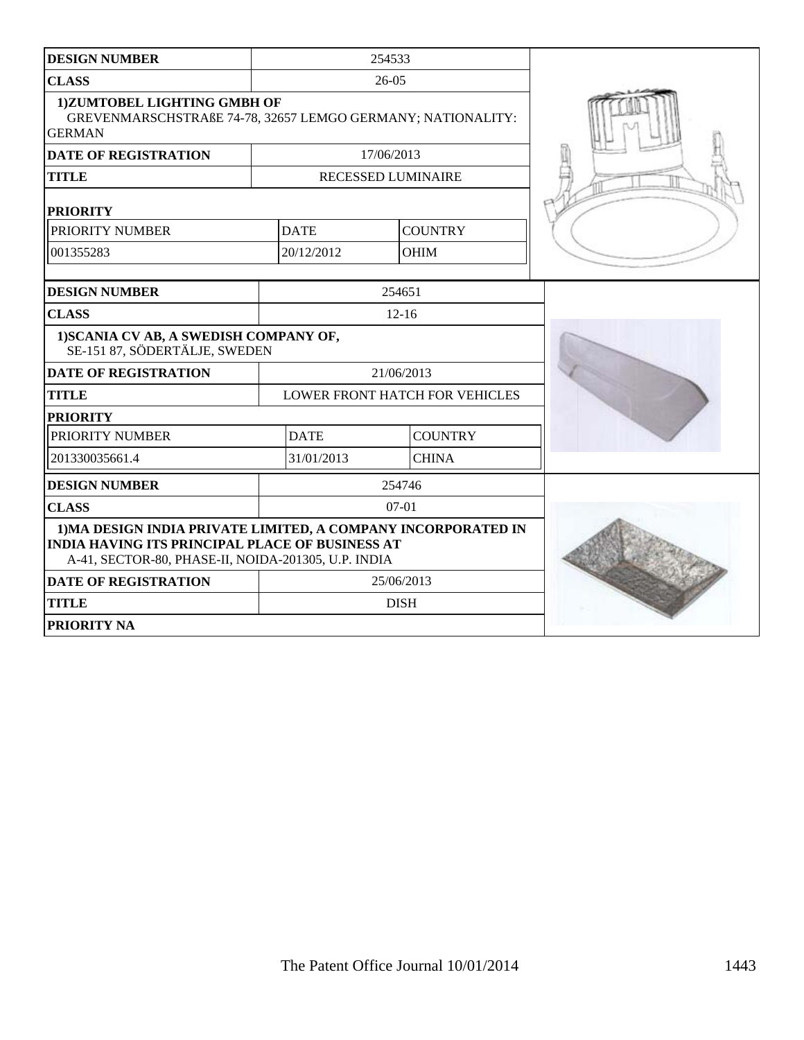| DESIGN NUMBER | 254533 | | |
|---|---|---|---|
| CLASS | 26-05 | | |
| 1)ZUMTOBEL LIGHTING GMBH OF GREVENMARSCHSTRAßE 74-78, 32657 LEMGO GERMANY; NATIONALITY: GERMAN | | | |
| DATE OF REGISTRATION | 17/06/2013 | | |
| TITLE | RECESSED LUMINAIRE | | |
| PRIORITY | | | |
| PRIORITY NUMBER | DATE | COUNTRY | |
| 001355283 | 20/12/2012 | OHIM | |

| DESIGN NUMBER | 254651 | | |
|---|---|---|---|
| CLASS | 12-16 | | |
| 1)SCANIA CV AB, A SWEDISH COMPANY OF, SE-151 87, SÖDERTÄLJE, SWEDEN | | | |
| DATE OF REGISTRATION | 21/06/2013 | | |
| TITLE | LOWER FRONT HATCH FOR VEHICLES | | |
| PRIORITY | | | |
| PRIORITY NUMBER | DATE | COUNTRY | |
| 201330035661.4 | 31/01/2013 | CHINA | |

| DESIGN NUMBER | 254746 |
|---|---|
| CLASS | 07-01 |
| 1)MA DESIGN INDIA PRIVATE LIMITED, A COMPANY INCORPORATED IN INDIA HAVING ITS PRINCIPAL PLACE OF BUSINESS AT A-41, SECTOR-80, PHASE-II, NOIDA-201305, U.P. INDIA | |
| DATE OF REGISTRATION | 25/06/2013 |
| TITLE | DISH |
| PRIORITY NA | |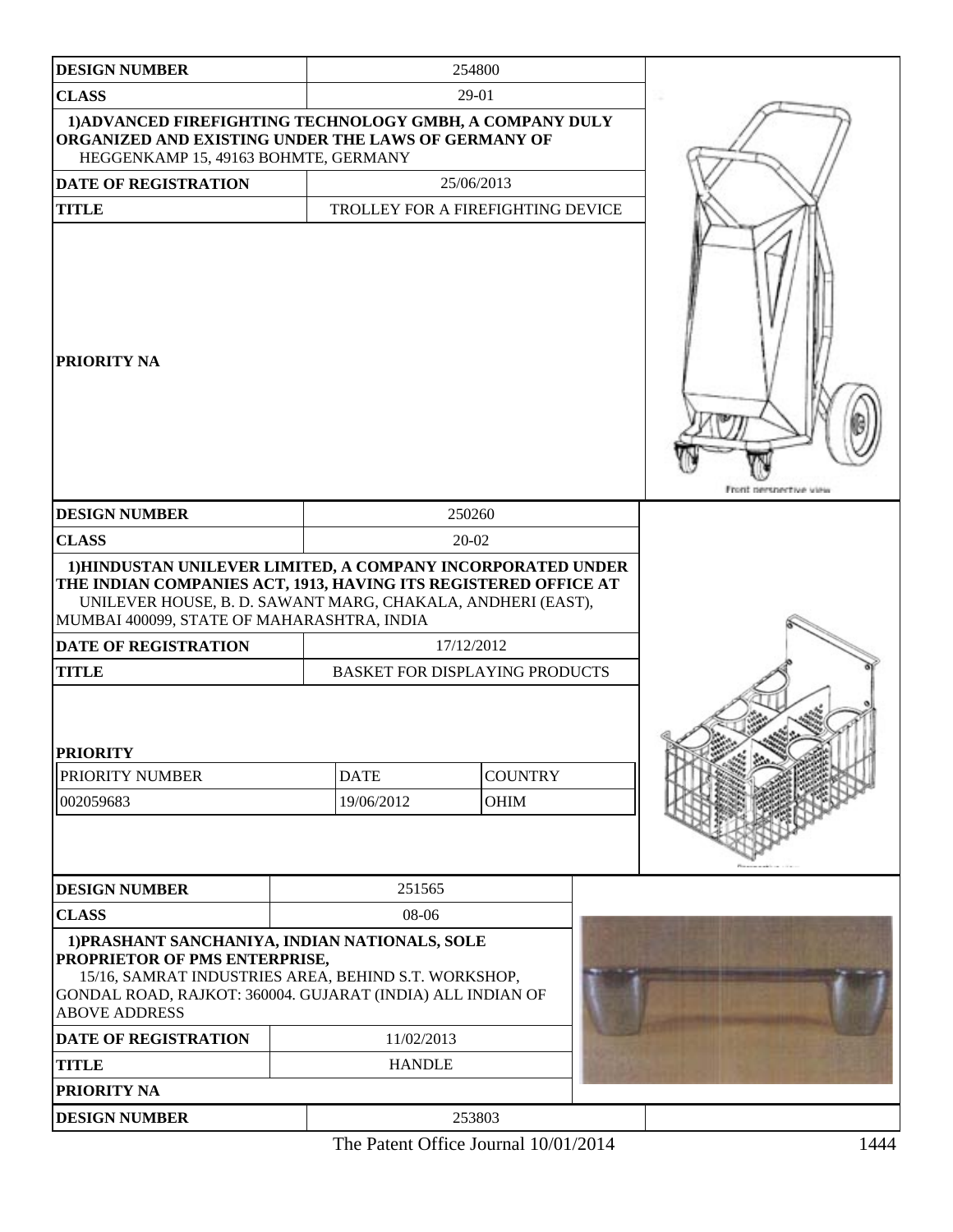| DESIGN NUMBER | 254800 |
|---|---|
| CLASS | 29-01 |
| 1)ADVANCED FIREFIGHTING TECHNOLOGY GMBH, A COMPANY DULY ORGANIZED AND EXISTING UNDER THE LAWS OF GERMANY OF HEGGENKAMP 15, 49163 BOHMTE, GERMANY | |
| DATE OF REGISTRATION | 25/06/2013 |
| TITLE | TROLLEY FOR A FIREFIGHTING DEVICE |
| PRIORITY NA | |

Front perspective view

| DESIGN NUMBER | 250260 |
|---|---|
| CLASS | 20-02 |
| 1)HINDUSTAN UNILEVER LIMITED, A COMPANY INCORPORATED UNDER THE INDIAN COMPANIES ACT, 1913, HAVING ITS REGISTERED OFFICE AT UNILEVER HOUSE, B. D. SAWANT MARG, CHAKALA, ANDHERI (EAST), MUMBAI 400099, STATE OF MAHARASHTRA, INDIA | |
| DATE OF REGISTRATION | 17/12/2012 |
| TITLE | BASKET FOR DISPLAYING PRODUCTS |

**PRIORITY**

| PRIORITY NUMBER | DATE | COUNTRY |
|---|---|---|
| 002059683 | 19/06/2012 | OHIM |

| DESIGN NUMBER | 251565 |
|---|---|
| CLASS | 08-06 |
| 1)PRASHANT SANCHANIYA, INDIAN NATIONALS, SOLE PROPRIETOR OF PMS ENTERPRISE, 15/16, SAMRAT INDUSTRIES AREA, BEHIND S.T. WORKSHOP, GONDAL ROAD, RAJKOT: 360004. GUJARAT (INDIA) ALL INDIAN OF ABOVE ADDRESS | |
| DATE OF REGISTRATION | 11/02/2013 |
| TITLE | HANDLE |
| PRIORITY NA | |

| DESIGN NUMBER | 253803 |
|---|---|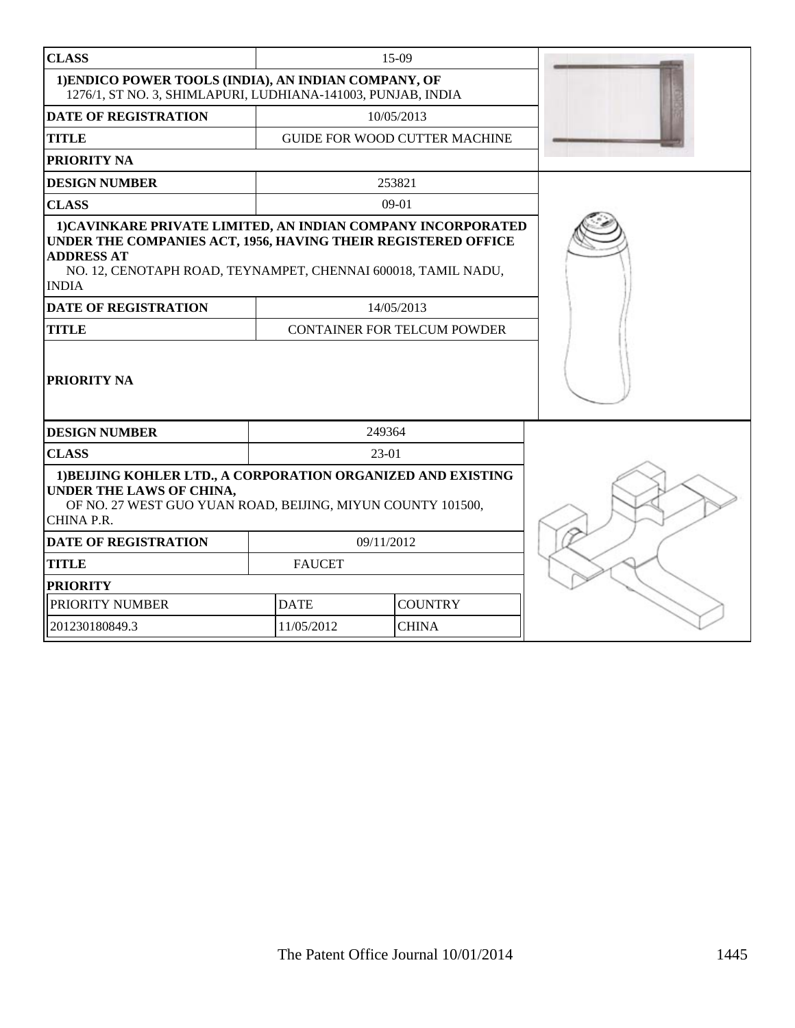| CLASS | 15-09 |
|---|---|
| 1)ENDICO POWER TOOLS (INDIA), AN INDIAN COMPANY, OF 1276/1, ST NO. 3, SHIMLAPURI, LUDHIANA-141003, PUNJAB, INDIA | |
| DATE OF REGISTRATION | 10/05/2013 |
| TITLE | GUIDE FOR WOOD CUTTER MACHINE |
| PRIORITY NA | |

| DESIGN NUMBER | 253821 |
|---|---|
| CLASS | 09-01 |
| 1)CAVINKARE PRIVATE LIMITED, AN INDIAN COMPANY INCORPORATED UNDER THE COMPANIES ACT, 1956, HAVING THEIR REGISTERED OFFICE ADDRESS AT NO. 12, CENOTAPH ROAD, TEYNAMPET, CHENNAI 600018, TAMIL NADU, INDIA | |
| DATE OF REGISTRATION | 14/05/2013 |
| TITLE | CONTAINER FOR TELCUM POWDER |
| PRIORITY NA | |

| DESIGN NUMBER | 249364 | |
|---|---|---|
| CLASS | 23-01 | |
| 1)BEIJING KOHLER LTD., A CORPORATION ORGANIZED AND EXISTING UNDER THE LAWS OF CHINA, OF NO. 27 WEST GUO YUAN ROAD, BEIJING, MIYUN COUNTY 101500, CHINA P.R. | | |
| DATE OF REGISTRATION | 09/11/2012 | |
| TITLE | FAUCET | |
| PRIORITY | | |
| PRIORITY NUMBER | DATE | COUNTRY |
| 201230180849.3 | 11/05/2012 | CHINA |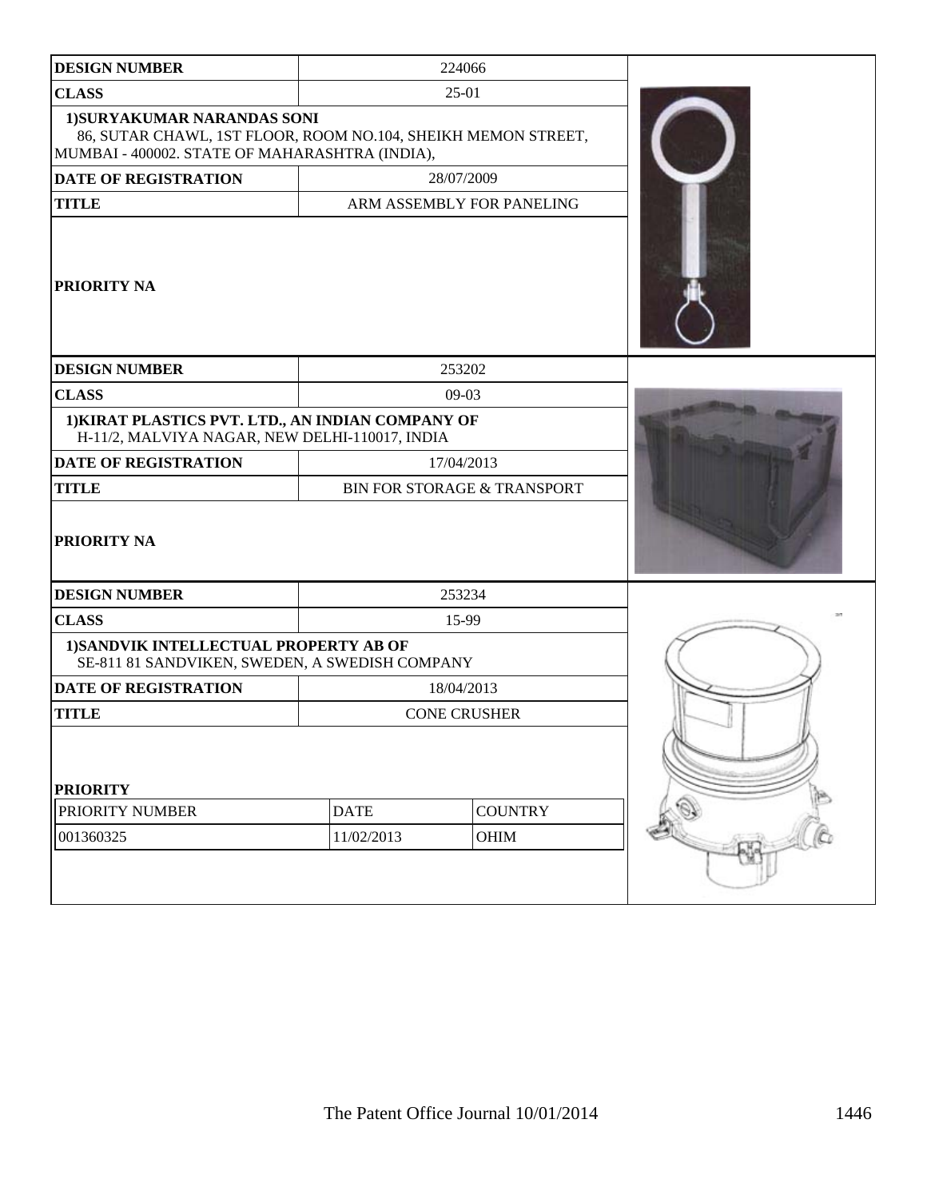| DESIGN NUMBER | 224066 |
| --- | --- |
| CLASS | 25-01 |
| 1)SURYAKUMAR NARANDAS SONI<br>86, SUTAR CHAWL, 1ST FLOOR, ROOM NO.104, SHEIKH MEMON STREET, MUMBAI - 400002. STATE OF MAHARASHTRA (INDIA), | |
| DATE OF REGISTRATION | 28/07/2009 |
| TITLE | ARM ASSEMBLY FOR PANELING |
| PRIORITY NA | |

| DESIGN NUMBER | 253202 |
| --- | --- |
| CLASS | 09-03 |
| 1)KIRAT PLASTICS PVT. LTD., AN INDIAN COMPANY OF<br>H-11/2, MALVIYA NAGAR, NEW DELHI-110017, INDIA | |
| DATE OF REGISTRATION | 17/04/2013 |
| TITLE | BIN FOR STORAGE & TRANSPORT |
| PRIORITY NA | |

| DESIGN NUMBER | 253234 |
| --- | --- |
| CLASS | 15-99 |
| 1)SANDVIK INTELLECTUAL PROPERTY AB OF<br>SE-811 81 SANDVIKEN, SWEDEN, A SWEDISH COMPANY | |
| DATE OF REGISTRATION | 18/04/2013 |
| TITLE | CONE CRUSHER |

**PRIORITY**

| PRIORITY NUMBER | DATE | COUNTRY |
| --- | --- | --- |
| 001360325 | 11/02/2013 | OHIM |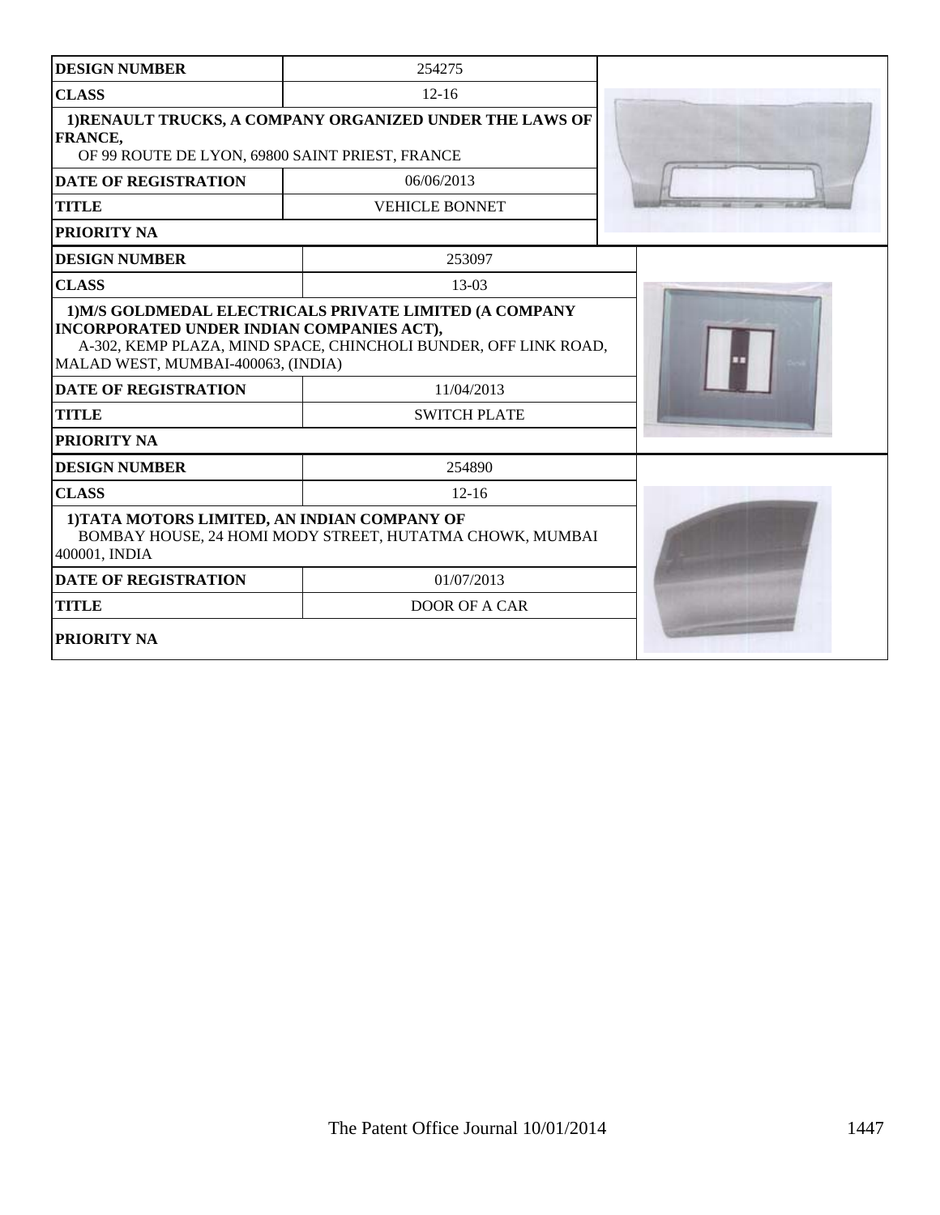| DESIGN NUMBER | 254275 |
|---|---|
| CLASS | 12-16 |
| 1)RENAULT TRUCKS, A COMPANY ORGANIZED UNDER THE LAWS OF FRANCE, OF 99 ROUTE DE LYON, 69800 SAINT PRIEST, FRANCE | |
| DATE OF REGISTRATION | 06/06/2013 |
| TITLE | VEHICLE BONNET |
| PRIORITY NA | |

| DESIGN NUMBER | 253097 |
|---|---|
| CLASS | 13-03 |
| 1)M/S GOLDMEDAL ELECTRICALS PRIVATE LIMITED (A COMPANY INCORPORATED UNDER INDIAN COMPANIES ACT), A-302, KEMP PLAZA, MIND SPACE, CHINCHOLI BUNDER, OFF LINK ROAD, MALAD WEST, MUMBAI-400063, (INDIA) | |
| DATE OF REGISTRATION | 11/04/2013 |
| TITLE | SWITCH PLATE |
| PRIORITY NA | |

| DESIGN NUMBER | 254890 |
|---|---|
| CLASS | 12-16 |
| 1)TATA MOTORS LIMITED, AN INDIAN COMPANY OF BOMBAY HOUSE, 24 HOMI MODY STREET, HUTATMA CHOWK, MUMBAI 400001, INDIA | |
| DATE OF REGISTRATION | 01/07/2013 |
| TITLE | DOOR OF A CAR |
| PRIORITY NA | |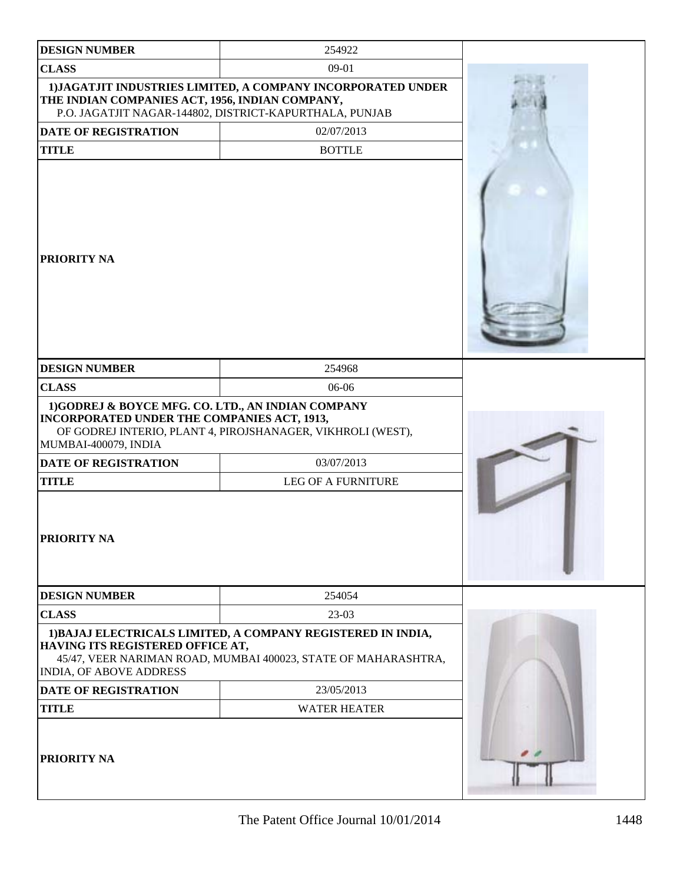| DESIGN NUMBER | 254922 |
|---|---|
| CLASS | 09-01 |
| 1)JAGATJIT INDUSTRIES LIMITED, A COMPANY INCORPORATED UNDER THE INDIAN COMPANIES ACT, 1956, INDIAN COMPANY, P.O. JAGATJIT NAGAR-144802, DISTRICT-KAPURTHALA, PUNJAB | |
| DATE OF REGISTRATION | 02/07/2013 |
| TITLE | BOTTLE |
| PRIORITY NA | |

| DESIGN NUMBER | 254968 |
|---|---|
| CLASS | 06-06 |
| 1)GODREJ & BOYCE MFG. CO. LTD., AN INDIAN COMPANY INCORPORATED UNDER THE COMPANIES ACT, 1913, OF GODREJ INTERIO, PLANT 4, PIROJSHANAGER, VIKHROLI (WEST), MUMBAI-400079, INDIA | |
| DATE OF REGISTRATION | 03/07/2013 |
| TITLE | LEG OF A FURNITURE |
| PRIORITY NA | |

| DESIGN NUMBER | 254054 |
|---|---|
| CLASS | 23-03 |
| 1)BAJAJ ELECTRICALS LIMITED, A COMPANY REGISTERED IN INDIA, HAVING ITS REGISTERED OFFICE AT, 45/47, VEER NARIMAN ROAD, MUMBAI 400023, STATE OF MAHARASHTRA, INDIA, OF ABOVE ADDRESS | |
| DATE OF REGISTRATION | 23/05/2013 |
| TITLE | WATER HEATER |
| PRIORITY NA | |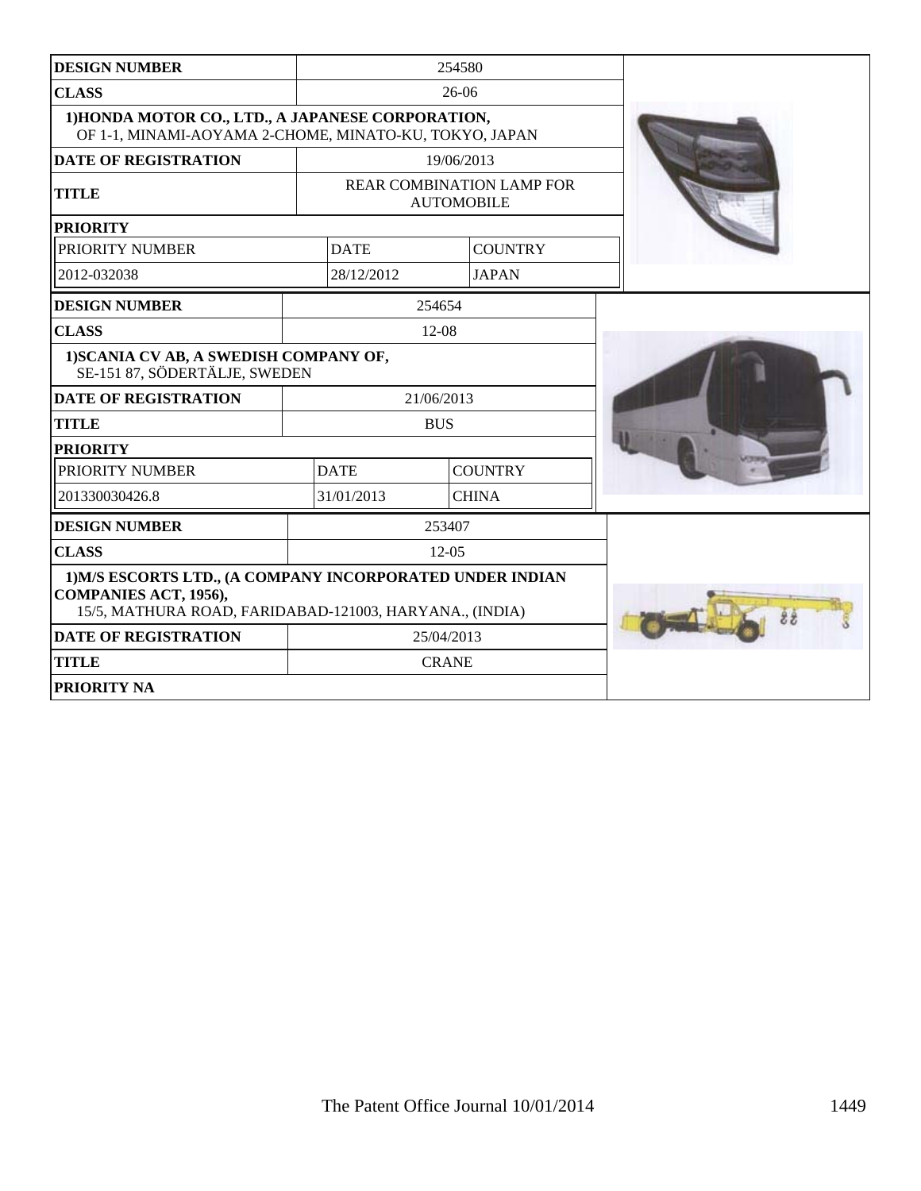| DESIGN NUMBER | 254580 | |
|---|---|---|
| CLASS | 26-06 | |
| 1)HONDA MOTOR CO., LTD., A JAPANESE CORPORATION, OF 1-1, MINAMI-AOYAMA 2-CHOME, MINATO-KU, TOKYO, JAPAN | | |
| DATE OF REGISTRATION | 19/06/2013 | |
| TITLE | REAR COMBINATION LAMP FOR AUTOMOBILE | |
| PRIORITY | | |
| PRIORITY NUMBER | DATE | COUNTRY |
| 2012-032038 | 28/12/2012 | JAPAN |

| DESIGN NUMBER | 254654 | |
|---|---|---|
| CLASS | 12-08 | |
| 1)SCANIA CV AB, A SWEDISH COMPANY OF, SE-151 87, SÖDERTÄLJE, SWEDEN | | |
| DATE OF REGISTRATION | 21/06/2013 | |
| TITLE | BUS | |
| PRIORITY | | |
| PRIORITY NUMBER | DATE | COUNTRY |
| 201330030426.8 | 31/01/2013 | CHINA |

| DESIGN NUMBER | 253407 |
|---|---|
| CLASS | 12-05 |
| 1)M/S ESCORTS LTD., (A COMPANY INCORPORATED UNDER INDIAN COMPANIES ACT, 1956), 15/5, MATHURA ROAD, FARIDABAD-121003, HARYANA., (INDIA) | |
| DATE OF REGISTRATION | 25/04/2013 |
| TITLE | CRANE |
| PRIORITY NA | |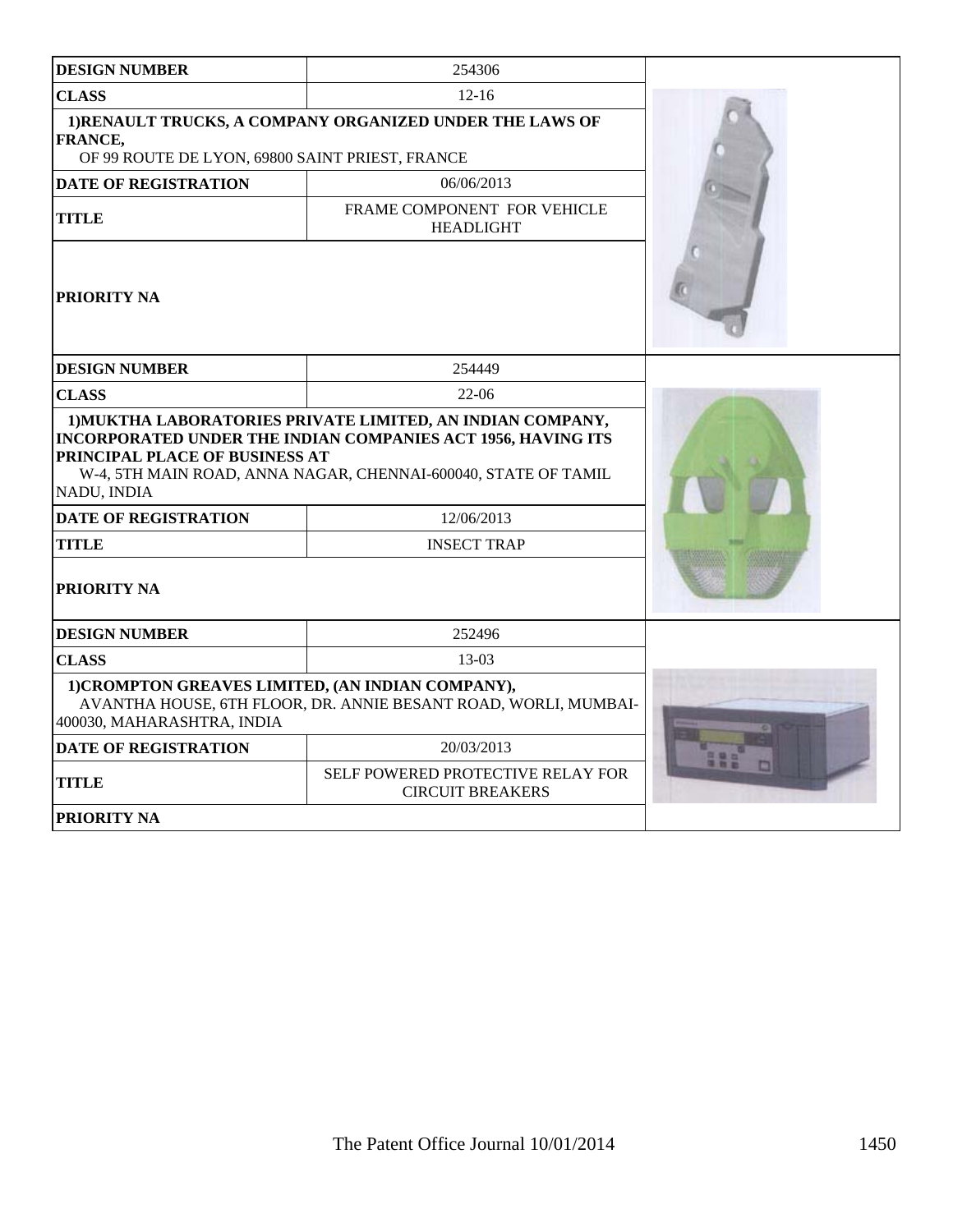| DESIGN NUMBER | 254306 |
| --- | --- |
| CLASS | 12-16 |
| 1)RENAULT TRUCKS, A COMPANY ORGANIZED UNDER THE LAWS OF FRANCE, OF 99 ROUTE DE LYON, 69800 SAINT PRIEST, FRANCE | |
| DATE OF REGISTRATION | 06/06/2013 |
| TITLE | FRAME COMPONENT FOR VEHICLE HEADLIGHT |
| PRIORITY NA | |

| DESIGN NUMBER | 254449 |
| --- | --- |
| CLASS | 22-06 |
| 1)MUKTHA LABORATORIES PRIVATE LIMITED, AN INDIAN COMPANY, INCORPORATED UNDER THE INDIAN COMPANIES ACT 1956, HAVING ITS PRINCIPAL PLACE OF BUSINESS AT W-4, 5TH MAIN ROAD, ANNA NAGAR, CHENNAI-600040, STATE OF TAMIL NADU, INDIA | |
| DATE OF REGISTRATION | 12/06/2013 |
| TITLE | INSECT TRAP |
| PRIORITY NA | |

| DESIGN NUMBER | 252496 |
| --- | --- |
| CLASS | 13-03 |
| 1)CROMPTON GREAVES LIMITED, (AN INDIAN COMPANY), AVANTHA HOUSE, 6TH FLOOR, DR. ANNIE BESANT ROAD, WORLI, MUMBAI-400030, MAHARASHTRA, INDIA | |
| DATE OF REGISTRATION | 20/03/2013 |
| TITLE | SELF POWERED PROTECTIVE RELAY FOR CIRCUIT BREAKERS |
| PRIORITY NA | |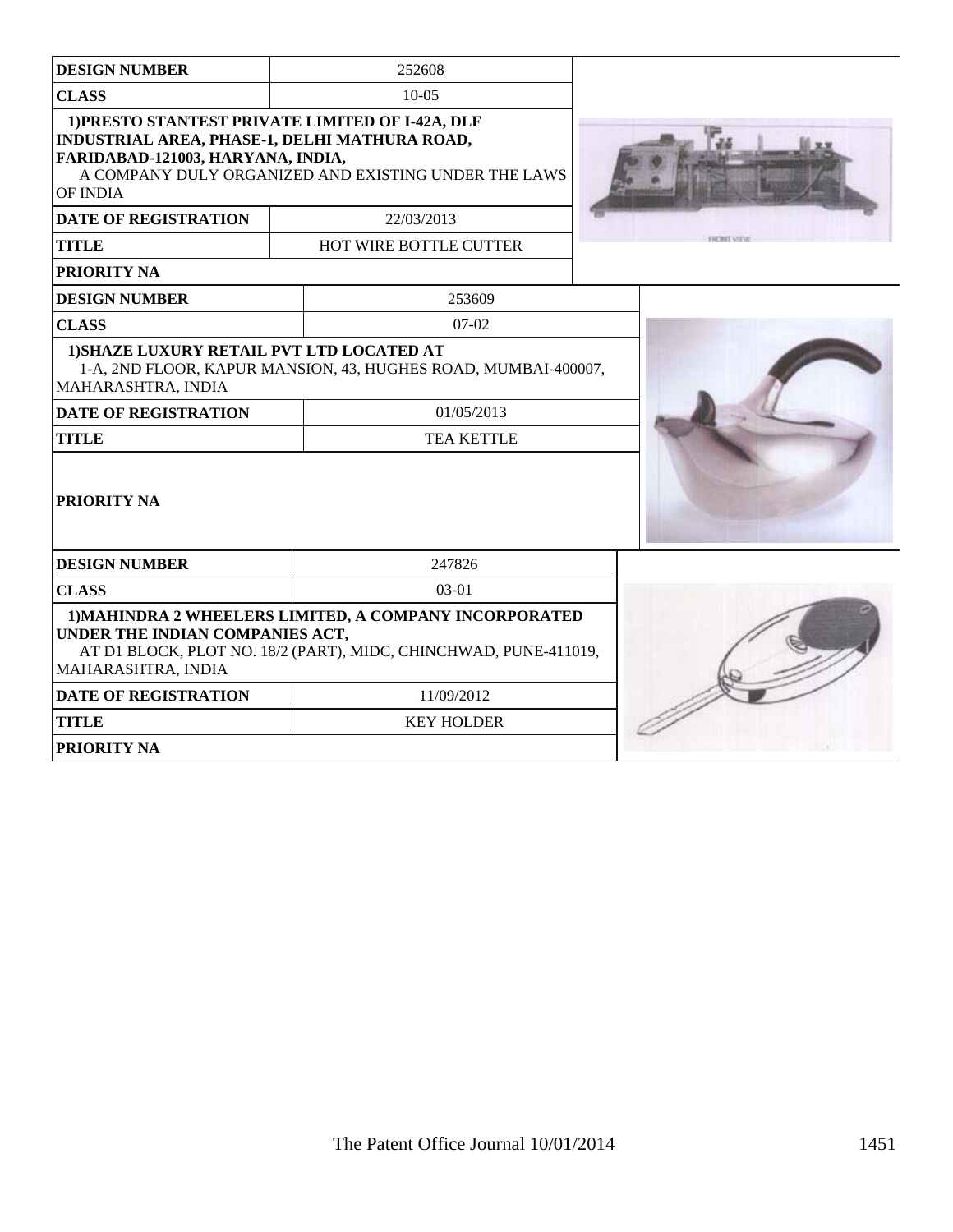| DESIGN NUMBER | 252608 |
|---|---|
| CLASS | 10-05 |
| 1)PRESTO STANTEST PRIVATE LIMITED OF I-42A, DLF INDUSTRIAL AREA, PHASE-1, DELHI MATHURA ROAD, FARIDABAD-121003, HARYANA, INDIA, A COMPANY DULY ORGANIZED AND EXISTING UNDER THE LAWS OF INDIA | |
| DATE OF REGISTRATION | 22/03/2013 |
| TITLE | HOT WIRE BOTTLE CUTTER |
| PRIORITY NA | |

| DESIGN NUMBER | 253609 |
|---|---|
| CLASS | 07-02 |
| 1)SHAZE LUXURY RETAIL PVT LTD LOCATED AT 1-A, 2ND FLOOR, KAPUR MANSION, 43, HUGHES ROAD, MUMBAI-400007, MAHARASHTRA, INDIA | |
| DATE OF REGISTRATION | 01/05/2013 |
| TITLE | TEA KETTLE |
| PRIORITY NA | |

| DESIGN NUMBER | 247826 |
|---|---|
| CLASS | 03-01 |
| 1)MAHINDRA 2 WHEELERS LIMITED, A COMPANY INCORPORATED UNDER THE INDIAN COMPANIES ACT, AT D1 BLOCK, PLOT NO. 18/2 (PART), MIDC, CHINCHWAD, PUNE-411019, MAHARASHTRA, INDIA | |
| DATE OF REGISTRATION | 11/09/2012 |
| TITLE | KEY HOLDER |
| PRIORITY NA | |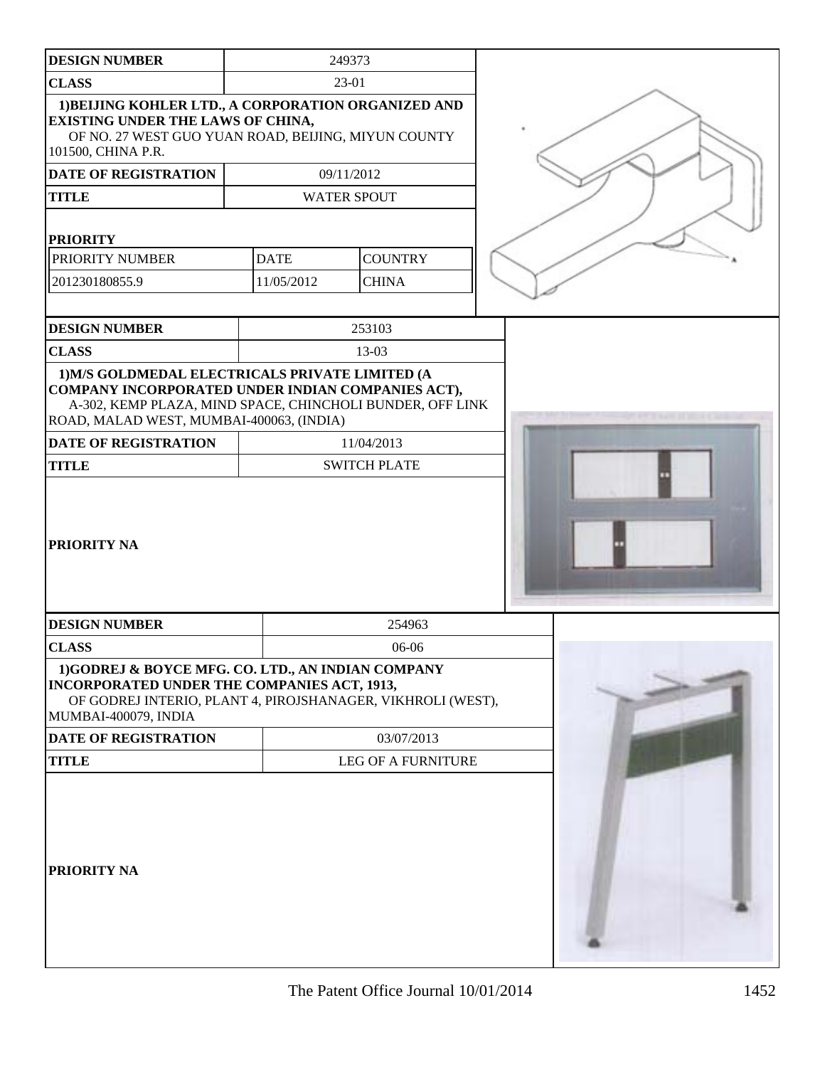| DESIGN NUMBER | 249373 | |
|---|---|---|
| CLASS | 23-01 | |
| 1)BEIJING KOHLER LTD., A CORPORATION ORGANIZED AND EXISTING UNDER THE LAWS OF CHINA, OF NO. 27 WEST GUO YUAN ROAD, BEIJING, MIYUN COUNTY 101500, CHINA P.R. | | |
| DATE OF REGISTRATION | 09/11/2012 | |
| TITLE | WATER SPOUT | |
| **PRIORITY** | | |
| PRIORITY NUMBER | DATE | COUNTRY |
| 201230180855.9 | 11/05/2012 | CHINA |

| DESIGN NUMBER | 253103 |
|---|---|
| CLASS | 13-03 |
| 1)M/S GOLDMEDAL ELECTRICALS PRIVATE LIMITED (A COMPANY INCORPORATED UNDER INDIAN COMPANIES ACT), A-302, KEMP PLAZA, MIND SPACE, CHINCHOLI BUNDER, OFF LINK ROAD, MALAD WEST, MUMBAI-400063, (INDIA) | |
| DATE OF REGISTRATION | 11/04/2013 |
| TITLE | SWITCH PLATE |
| PRIORITY NA | |

| DESIGN NUMBER | 254963 |
|---|---|
| CLASS | 06-06 |
| 1)GODREJ & BOYCE MFG. CO. LTD., AN INDIAN COMPANY INCORPORATED UNDER THE COMPANIES ACT, 1913, OF GODREJ INTERIO, PLANT 4, PIROJSHANAGER, VIKHROLI (WEST), MUMBAI-400079, INDIA | |
| DATE OF REGISTRATION | 03/07/2013 |
| TITLE | LEG OF A FURNITURE |
| PRIORITY NA | |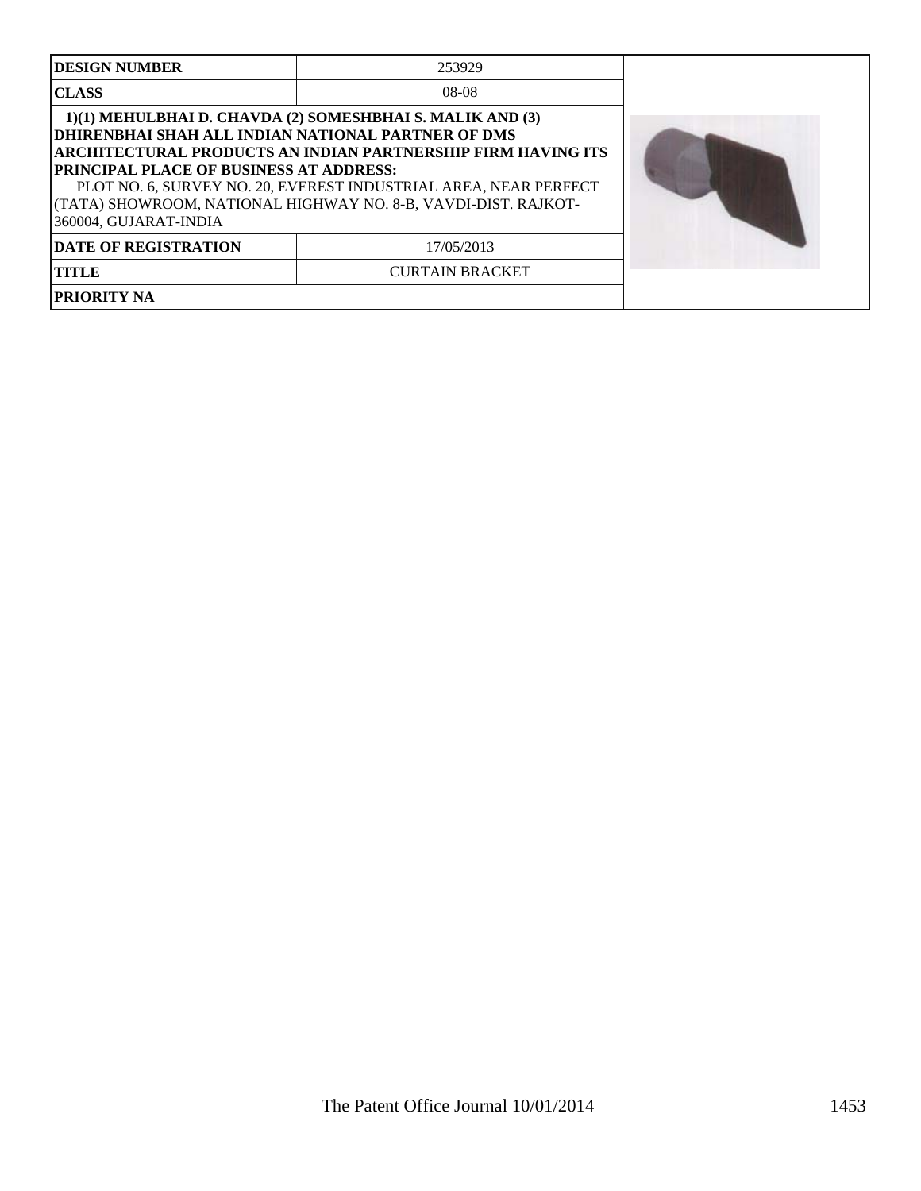| | |
|---|---|
| **DESIGN NUMBER** | 253929 |
| **CLASS** | 08-08 |
| **1)(1) MEHULBHAI D. CHAVDA (2) SOMESHBHAI S. MALIK AND (3) DHIRENBHAI SHAH ALL INDIAN NATIONAL PARTNER OF DMS ARCHITECTURAL PRODUCTS AN INDIAN PARTNERSHIP FIRM HAVING ITS PRINCIPAL PLACE OF BUSINESS AT ADDRESS:** PLOT NO. 6, SURVEY NO. 20, EVEREST INDUSTRIAL AREA, NEAR PERFECT (TATA) SHOWROOM, NATIONAL HIGHWAY NO. 8-B, VAVDI-DIST. RAJKOT-360004, GUJARAT-INDIA | |
| **DATE OF REGISTRATION** | 17/05/2013 |
| **TITLE** | CURTAIN BRACKET |
| **PRIORITY NA** | |